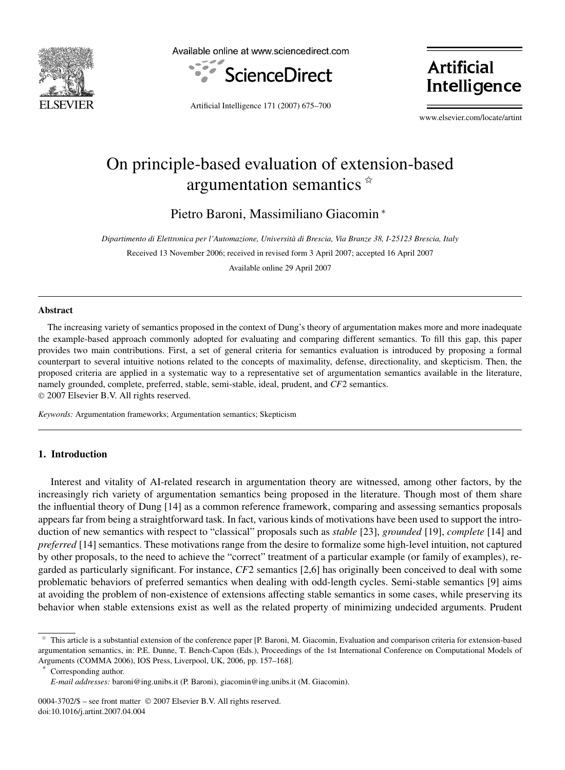# On principle-based evaluation of extension-based argumentation semantics ☆

Pietro Baroni, Massimiliano Giacomin *

*Dipartimento di Elettronica per l'Automazione, Università di Brescia, Via Branze 38, I-25123 Brescia, Italy*

Received 13 November 2006; received in revised form 3 April 2007; accepted 16 April 2007

Available online 29 April 2007

---

## Abstract

The increasing variety of semantics proposed in the context of Dung's theory of argumentation makes more and more inadequate the example-based approach commonly adopted for evaluating and comparing different semantics. To fill this gap, this paper provides two main contributions. First, a set of general criteria for semantics evaluation is introduced by proposing a formal counterpart to several intuitive notions related to the concepts of maximality, defense, directionality, and skepticism. Then, the proposed criteria are applied in a systematic way to a representative set of argumentation semantics available in the literature, namely grounded, complete, preferred, stable, semi-stable, ideal, prudent, and *CF*2 semantics.

© 2007 Elsevier B.V. All rights reserved.

*Keywords:* Argumentation frameworks; Argumentation semantics; Skepticism

---

## 1. Introduction

Interest and vitality of AI-related research in argumentation theory are witnessed, among other factors, by the increasingly rich variety of argumentation semantics being proposed in the literature. Though most of them share the influential theory of Dung [14] as a common reference framework, comparing and assessing semantics proposals appears far from being a straightforward task. In fact, various kinds of motivations have been used to support the introduction of new semantics with respect to "classical" proposals such as *stable* [23], *grounded* [19], *complete* [14] and *preferred* [14] semantics. These motivations range from the desire to formalize some high-level intuition, not captured by other proposals, to the need to achieve the "correct" treatment of a particular example (or family of examples), regarded as particularly significant. For instance, *CF*2 semantics [2,6] has originally been conceived to deal with some problematic behaviors of preferred semantics when dealing with odd-length cycles. Semi-stable semantics [9] aims at avoiding the problem of non-existence of extensions affecting stable semantics in some cases, while preserving its behavior when stable extensions exist as well as the related property of minimizing undecided arguments. Prudent

---

☆ This article is a substantial extension of the conference paper [P. Baroni, M. Giacomin, Evaluation and comparison criteria for extension-based argumentation semantics, in: P.E. Dunne, T. Bench-Capon (Eds.), Proceedings of the 1st International Conference on Computational Models of Arguments (COMMA 2006), IOS Press, Liverpool, UK, 2006, pp. 157–168].

\* Corresponding author.

*E-mail addresses:* baroni@ing.unibs.it (P. Baroni), giacomin@ing.unibs.it (M. Giacomin).

0004-3702/$ – see front matter © 2007 Elsevier B.V. All rights reserved.
doi:10.1016/j.artint.2007.04.004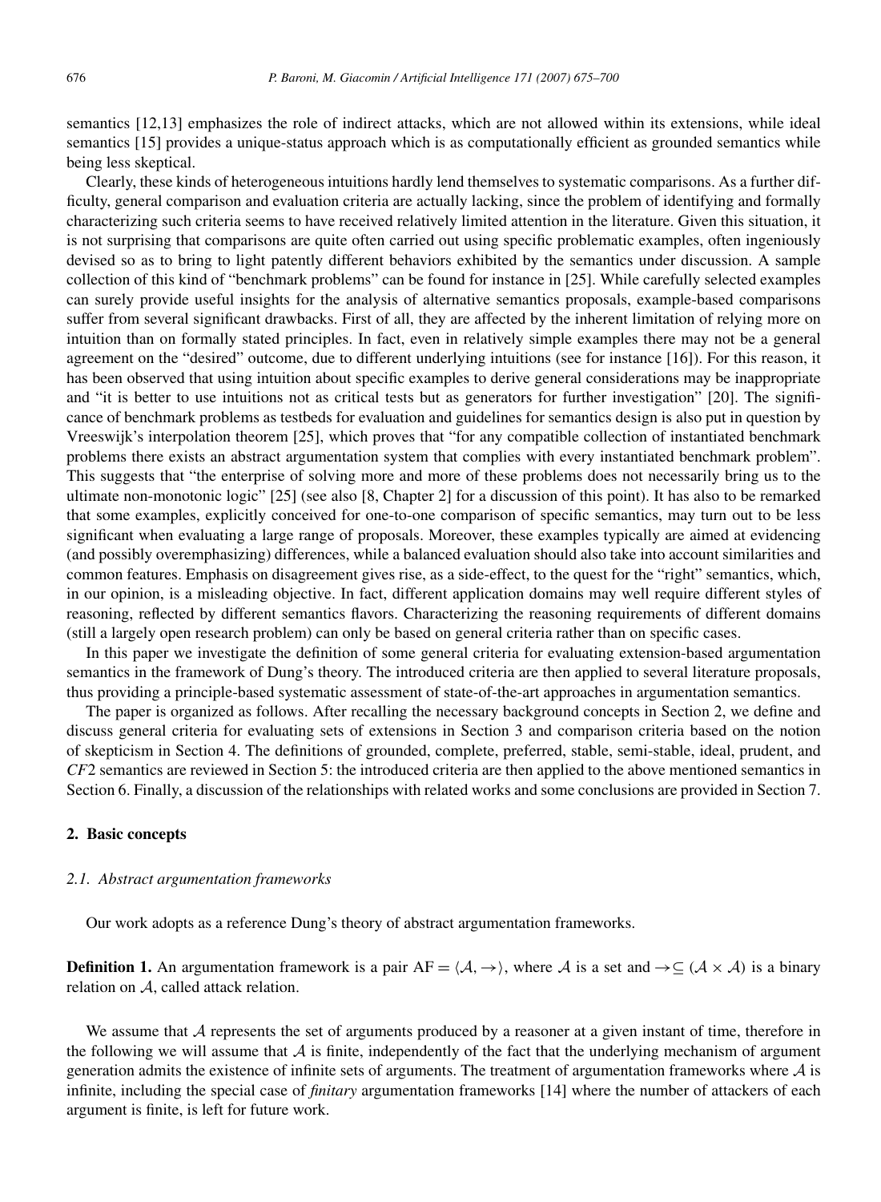semantics [12,13] emphasizes the role of indirect attacks, which are not allowed within its extensions, while ideal semantics [15] provides a unique-status approach which is as computationally efficient as grounded semantics while being less skeptical.

Clearly, these kinds of heterogeneous intuitions hardly lend themselves to systematic comparisons. As a further difficulty, general comparison and evaluation criteria are actually lacking, since the problem of identifying and formally characterizing such criteria seems to have received relatively limited attention in the literature. Given this situation, it is not surprising that comparisons are quite often carried out using specific problematic examples, often ingeniously devised so as to bring to light patently different behaviors exhibited by the semantics under discussion. A sample collection of this kind of "benchmark problems" can be found for instance in [25]. While carefully selected examples can surely provide useful insights for the analysis of alternative semantics proposals, example-based comparisons suffer from several significant drawbacks. First of all, they are affected by the inherent limitation of relying more on intuition than on formally stated principles. In fact, even in relatively simple examples there may not be a general agreement on the "desired" outcome, due to different underlying intuitions (see for instance [16]). For this reason, it has been observed that using intuition about specific examples to derive general considerations may be inappropriate and "it is better to use intuitions not as critical tests but as generators for further investigation" [20]. The significance of benchmark problems as testbeds for evaluation and guidelines for semantics design is also put in question by Vreeswijk's interpolation theorem [25], which proves that "for any compatible collection of instantiated benchmark problems there exists an abstract argumentation system that complies with every instantiated benchmark problem". This suggests that "the enterprise of solving more and more of these problems does not necessarily bring us to the ultimate non-monotonic logic" [25] (see also [8, Chapter 2] for a discussion of this point). It has also to be remarked that some examples, explicitly conceived for one-to-one comparison of specific semantics, may turn out to be less significant when evaluating a large range of proposals. Moreover, these examples typically are aimed at evidencing (and possibly overemphasizing) differences, while a balanced evaluation should also take into account similarities and common features. Emphasis on disagreement gives rise, as a side-effect, to the quest for the "right" semantics, which, in our opinion, is a misleading objective. In fact, different application domains may well require different styles of reasoning, reflected by different semantics flavors. Characterizing the reasoning requirements of different domains (still a largely open research problem) can only be based on general criteria rather than on specific cases.

In this paper we investigate the definition of some general criteria for evaluating extension-based argumentation semantics in the framework of Dung's theory. The introduced criteria are then applied to several literature proposals, thus providing a principle-based systematic assessment of state-of-the-art approaches in argumentation semantics.

The paper is organized as follows. After recalling the necessary background concepts in Section 2, we define and discuss general criteria for evaluating sets of extensions in Section 3 and comparison criteria based on the notion of skepticism in Section 4. The definitions of grounded, complete, preferred, stable, semi-stable, ideal, prudent, and *CF*2 semantics are reviewed in Section 5: the introduced criteria are then applied to the above mentioned semantics in Section 6. Finally, a discussion of the relationships with related works and some conclusions are provided in Section 7.

## 2. Basic concepts

### 2.1. Abstract argumentation frameworks

Our work adopts as a reference Dung's theory of abstract argumentation frameworks.

**Definition 1.** An argumentation framework is a pair $\mathrm{AF} = \langle \mathcal{A}, \rightarrow \rangle$, where $\mathcal{A}$ is a set and $\rightarrow \subseteq (\mathcal{A} \times \mathcal{A})$ is a binary relation on $\mathcal{A}$, called attack relation.

We assume that $\mathcal{A}$ represents the set of arguments produced by a reasoner at a given instant of time, therefore in the following we will assume that $\mathcal{A}$ is finite, independently of the fact that the underlying mechanism of argument generation admits the existence of infinite sets of arguments. The treatment of argumentation frameworks where $\mathcal{A}$ is infinite, including the special case of *finitary* argumentation frameworks [14] where the number of attackers of each argument is finite, is left for future work.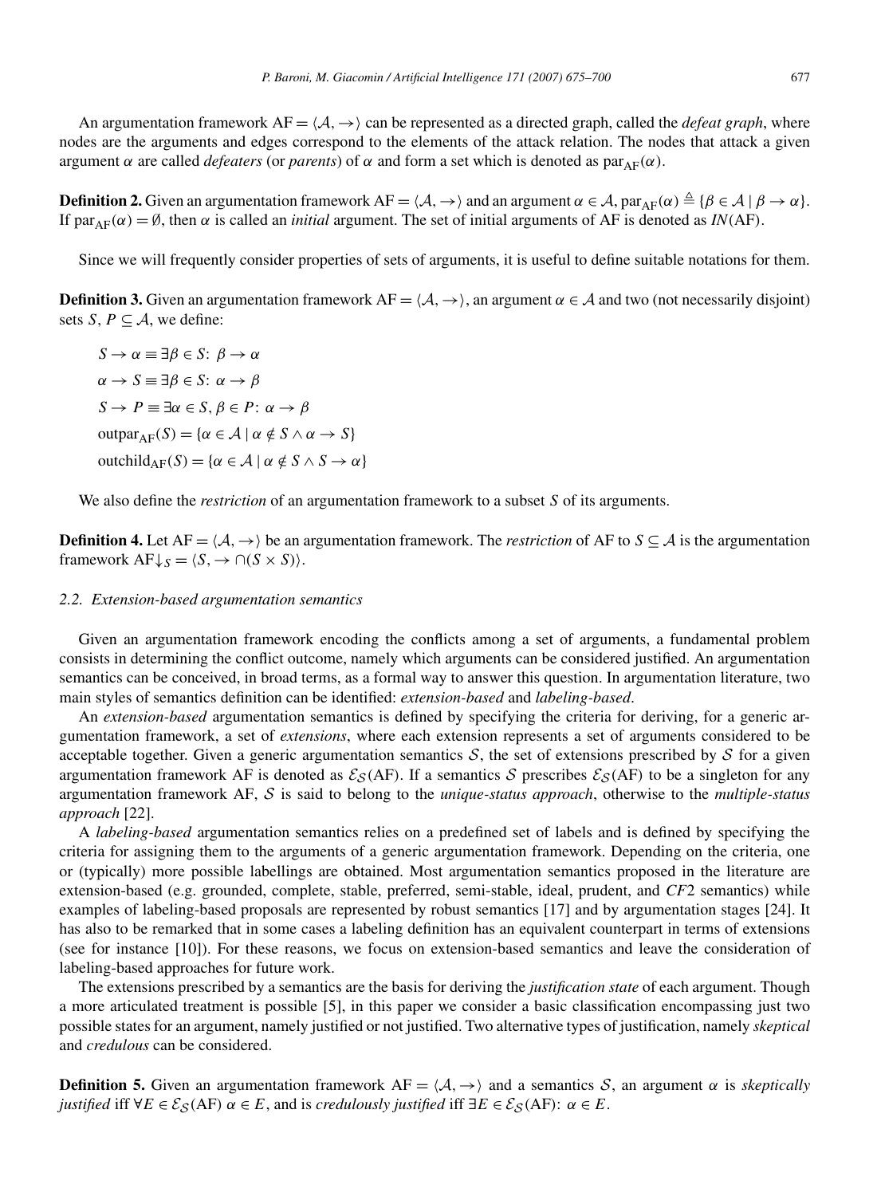An argumentation framework $\mathrm{AF} = \langle \mathcal{A}, \rightarrow \rangle$ can be represented as a directed graph, called the *defeat graph*, where nodes are the arguments and edges correspond to the elements of the attack relation. The nodes that attack a given argument $\alpha$ are called *defeaters* (or *parents*) of $\alpha$ and form a set which is denoted as $\mathrm{par}_{\mathrm{AF}}(\alpha)$.

**Definition 2.** Given an argumentation framework $\mathrm{AF} = \langle \mathcal{A}, \rightarrow \rangle$ and an argument $\alpha \in \mathcal{A}$, $\mathrm{par}_{\mathrm{AF}}(\alpha) \triangleq \{\beta \in \mathcal{A} \mid \beta \rightarrow \alpha\}$. If $\mathrm{par}_{\mathrm{AF}}(\alpha) = \emptyset$, then $\alpha$ is called an *initial* argument. The set of initial arguments of AF is denoted as $IN(\mathrm{AF})$.

Since we will frequently consider properties of sets of arguments, it is useful to define suitable notations for them.

**Definition 3.** Given an argumentation framework $\mathrm{AF} = \langle \mathcal{A}, \rightarrow \rangle$, an argument $\alpha \in \mathcal{A}$ and two (not necessarily disjoint) sets $S, P \subseteq \mathcal{A}$, we define:

$$S \rightarrow \alpha \equiv \exists \beta \in S \colon \beta \rightarrow \alpha$$

$$\alpha \rightarrow S \equiv \exists \beta \in S \colon \alpha \rightarrow \beta$$

$$S \rightarrow P \equiv \exists \alpha \in S, \beta \in P \colon \alpha \rightarrow \beta$$

$$\mathrm{outpar}_{\mathrm{AF}}(S) = \{\alpha \in \mathcal{A} \mid \alpha \notin S \wedge \alpha \rightarrow S\}$$

$$\mathrm{outchild}_{\mathrm{AF}}(S) = \{\alpha \in \mathcal{A} \mid \alpha \notin S \wedge S \rightarrow \alpha\}$$

We also define the *restriction* of an argumentation framework to a subset $S$ of its arguments.

**Definition 4.** Let $\mathrm{AF} = \langle \mathcal{A}, \rightarrow \rangle$ be an argumentation framework. The *restriction* of AF to $S \subseteq \mathcal{A}$ is the argumentation framework $\mathrm{AF}{\downarrow_S} = \langle S, \rightarrow \cap (S \times S) \rangle$.

### 2.2. Extension-based argumentation semantics

Given an argumentation framework encoding the conflicts among a set of arguments, a fundamental problem consists in determining the conflict outcome, namely which arguments can be considered justified. An argumentation semantics can be conceived, in broad terms, as a formal way to answer this question. In argumentation literature, two main styles of semantics definition can be identified: *extension-based* and *labeling-based*.

An *extension-based* argumentation semantics is defined by specifying the criteria for deriving, for a generic argumentation framework, a set of *extensions*, where each extension represents a set of arguments considered to be acceptable together. Given a generic argumentation semantics $\mathcal{S}$, the set of extensions prescribed by $\mathcal{S}$ for a given argumentation framework AF is denoted as $\mathcal{E}_{\mathcal{S}}(\mathrm{AF})$. If a semantics $\mathcal{S}$ prescribes $\mathcal{E}_{\mathcal{S}}(\mathrm{AF})$ to be a singleton for any argumentation framework AF, $\mathcal{S}$ is said to belong to the *unique-status approach*, otherwise to the *multiple-status approach* [22].

A *labeling-based* argumentation semantics relies on a predefined set of labels and is defined by specifying the criteria for assigning them to the arguments of a generic argumentation framework. Depending on the criteria, one or (typically) more possible labellings are obtained. Most argumentation semantics proposed in the literature are extension-based (e.g. grounded, complete, stable, preferred, semi-stable, ideal, prudent, and *CF*2 semantics) while examples of labeling-based proposals are represented by robust semantics [17] and by argumentation stages [24]. It has also to be remarked that in some cases a labeling definition has an equivalent counterpart in terms of extensions (see for instance [10]). For these reasons, we focus on extension-based semantics and leave the consideration of labeling-based approaches for future work.

The extensions prescribed by a semantics are the basis for deriving the *justification state* of each argument. Though a more articulated treatment is possible [5], in this paper we consider a basic classification encompassing just two possible states for an argument, namely justified or not justified. Two alternative types of justification, namely *skeptical* and *credulous* can be considered.

**Definition 5.** Given an argumentation framework $\mathrm{AF} = \langle \mathcal{A}, \rightarrow \rangle$ and a semantics $\mathcal{S}$, an argument $\alpha$ is *skeptically justified* iff $\forall E \in \mathcal{E}_{\mathcal{S}}(\mathrm{AF})$ $\alpha \in E$, and is *credulously justified* iff $\exists E \in \mathcal{E}_{\mathcal{S}}(\mathrm{AF})$: $\alpha \in E$.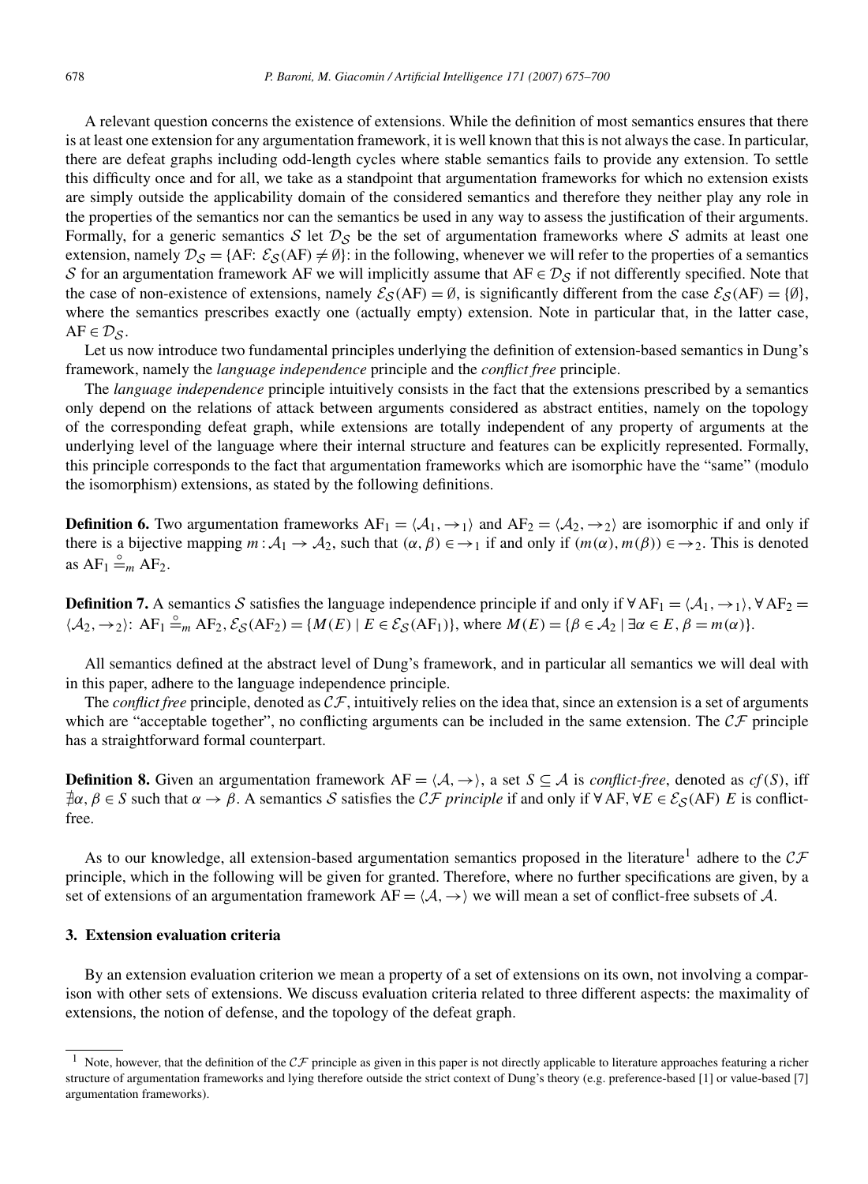A relevant question concerns the existence of extensions. While the definition of most semantics ensures that there is at least one extension for any argumentation framework, it is well known that this is not always the case. In particular, there are defeat graphs including odd-length cycles where stable semantics fails to provide any extension. To settle this difficulty once and for all, we take as a standpoint that argumentation frameworks for which no extension exists are simply outside the applicability domain of the considered semantics and therefore they neither play any role in the properties of the semantics nor can the semantics be used in any way to assess the justification of their arguments. Formally, for a generic semantics $\mathcal{S}$ let $\mathcal{D}_\mathcal{S}$ be the set of argumentation frameworks where $\mathcal{S}$ admits at least one extension, namely $\mathcal{D}_\mathcal{S} = \{\text{AF}: \mathcal{E}_\mathcal{S}(\text{AF}) \neq \emptyset\}$: in the following, whenever we will refer to the properties of a semantics $\mathcal{S}$ for an argumentation framework AF we will implicitly assume that $\text{AF} \in \mathcal{D}_\mathcal{S}$ if not differently specified. Note that the case of non-existence of extensions, namely $\mathcal{E}_\mathcal{S}(\text{AF}) = \emptyset$, is significantly different from the case $\mathcal{E}_\mathcal{S}(\text{AF}) = \{\emptyset\}$, where the semantics prescribes exactly one (actually empty) extension. Note in particular that, in the latter case, $\text{AF} \in \mathcal{D}_\mathcal{S}$.

Let us now introduce two fundamental principles underlying the definition of extension-based semantics in Dung's framework, namely the *language independence* principle and the *conflict free* principle.

The *language independence* principle intuitively consists in the fact that the extensions prescribed by a semantics only depend on the relations of attack between arguments considered as abstract entities, namely on the topology of the corresponding defeat graph, while extensions are totally independent of any property of arguments at the underlying level of the language where their internal structure and features can be explicitly represented. Formally, this principle corresponds to the fact that argumentation frameworks which are isomorphic have the "same" (modulo the isomorphism) extensions, as stated by the following definitions.

**Definition 6.** Two argumentation frameworks $\text{AF}_1 = \langle \mathcal{A}_1, \rightarrow_1 \rangle$ and $\text{AF}_2 = \langle \mathcal{A}_2, \rightarrow_2 \rangle$ are isomorphic if and only if there is a bijective mapping $m : \mathcal{A}_1 \rightarrow \mathcal{A}_2$, such that $(\alpha, \beta) \in \rightarrow_1$ if and only if $(m(\alpha), m(\beta)) \in \rightarrow_2$. This is denoted as $\text{AF}_1 \stackrel{\circ}{=}_m \text{AF}_2$.

**Definition 7.** A semantics $\mathcal{S}$ satisfies the language independence principle if and only if $\forall \text{AF}_1 = \langle \mathcal{A}_1, \rightarrow_1 \rangle, \forall \text{AF}_2 = \langle \mathcal{A}_2, \rightarrow_2 \rangle$: $\text{AF}_1 \stackrel{\circ}{=}_m \text{AF}_2, \mathcal{E}_\mathcal{S}(\text{AF}_2) = \{M(E) \mid E \in \mathcal{E}_\mathcal{S}(\text{AF}_1)\}$, where $M(E) = \{\beta \in \mathcal{A}_2 \mid \exists \alpha \in E, \beta = m(\alpha)\}$.

All semantics defined at the abstract level of Dung's framework, and in particular all semantics we will deal with in this paper, adhere to the language independence principle.

The *conflict free* principle, denoted as $\mathcal{CF}$, intuitively relies on the idea that, since an extension is a set of arguments which are "acceptable together", no conflicting arguments can be included in the same extension. The $\mathcal{CF}$ principle has a straightforward formal counterpart.

**Definition 8.** Given an argumentation framework $\text{AF} = \langle \mathcal{A}, \rightarrow \rangle$, a set $S \subseteq \mathcal{A}$ is *conflict-free*, denoted as $cf(S)$, iff $\nexists \alpha, \beta \in S$ such that $\alpha \rightarrow \beta$. A semantics $\mathcal{S}$ satisfies the $\mathcal{CF}$ *principle* if and only if $\forall \text{AF}, \forall E \in \mathcal{E}_\mathcal{S}(\text{AF})$ $E$ is conflict-free.

As to our knowledge, all extension-based argumentation semantics proposed in the literature[1] adhere to the $\mathcal{CF}$ principle, which in the following will be given for granted. Therefore, where no further specifications are given, by a set of extensions of an argumentation framework $\text{AF} = \langle \mathcal{A}, \rightarrow \rangle$ we will mean a set of conflict-free subsets of $\mathcal{A}$.

## 3. Extension evaluation criteria

By an extension evaluation criterion we mean a property of a set of extensions on its own, not involving a comparison with other sets of extensions. We discuss evaluation criteria related to three different aspects: the maximality of extensions, the notion of defense, and the topology of the defeat graph.

[1] Note, however, that the definition of the $\mathcal{CF}$ principle as given in this paper is not directly applicable to literature approaches featuring a richer structure of argumentation frameworks and lying therefore outside the strict context of Dung's theory (e.g. preference-based [1] or value-based [7] argumentation frameworks).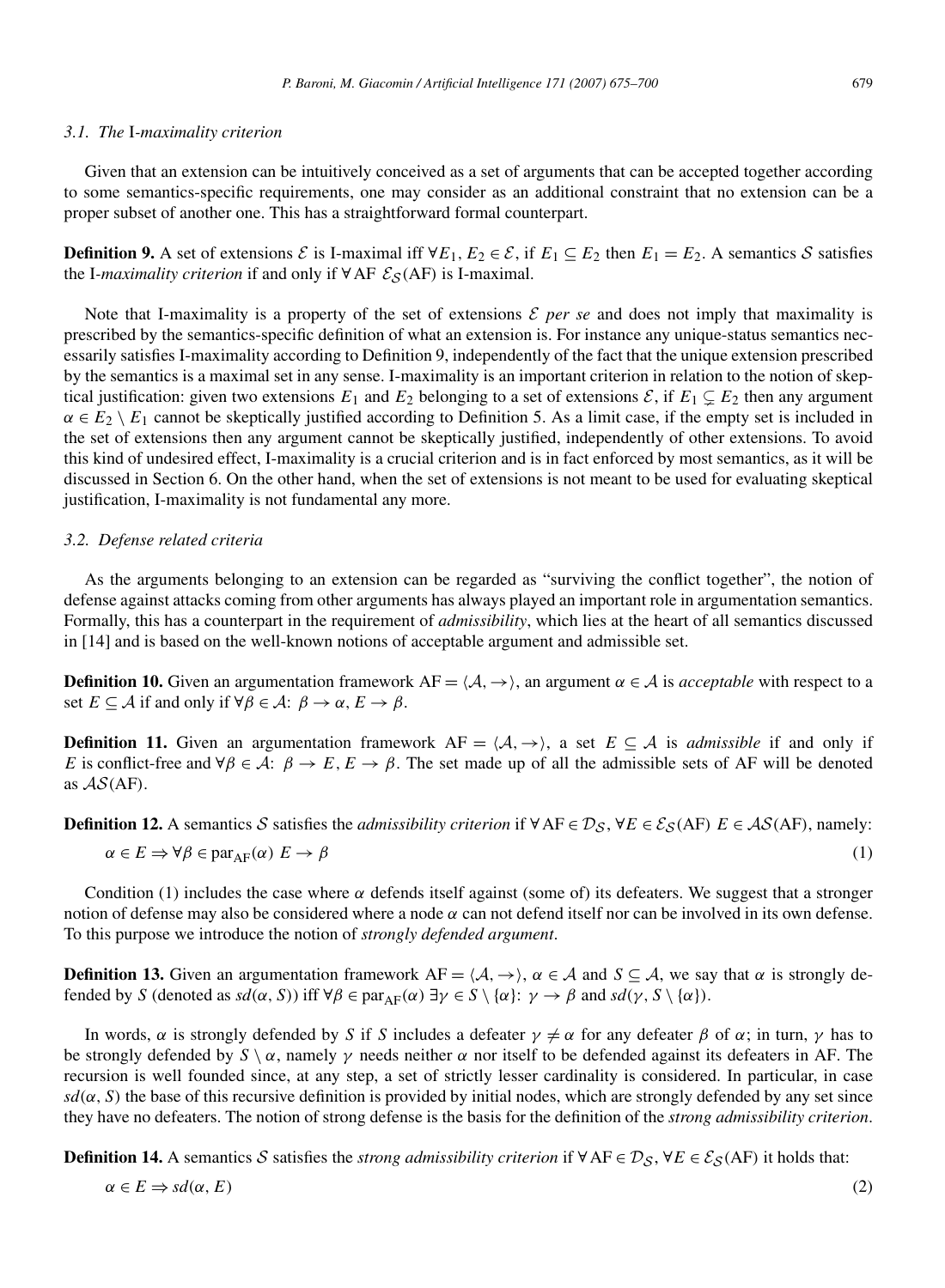### 3.1. The I-*maximality criterion*

Given that an extension can be intuitively conceived as a set of arguments that can be accepted together according to some semantics-specific requirements, one may consider as an additional constraint that no extension can be a proper subset of another one. This has a straightforward formal counterpart.

**Definition 9.** A set of extensions $\mathcal{E}$ is I-maximal iff $\forall E_1, E_2 \in \mathcal{E}$, if $E_1 \subseteq E_2$ then $E_1 = E_2$. A semantics $\mathcal{S}$ satisfies the I-*maximality criterion* if and only if $\forall$ AF $\mathcal{E}_{\mathcal{S}}(\mathrm{AF})$ is I-maximal.

Note that I-maximality is a property of the set of extensions $\mathcal{E}$ *per se* and does not imply that maximality is prescribed by the semantics-specific definition of what an extension is. For instance any unique-status semantics necessarily satisfies I-maximality according to Definition 9, independently of the fact that the unique extension prescribed by the semantics is a maximal set in any sense. I-maximality is an important criterion in relation to the notion of skeptical justification: given two extensions $E_1$ and $E_2$ belonging to a set of extensions $\mathcal{E}$, if $E_1 \subsetneq E_2$ then any argument $\alpha \in E_2 \setminus E_1$ cannot be skeptically justified according to Definition 5. As a limit case, if the empty set is included in the set of extensions then any argument cannot be skeptically justified, independently of other extensions. To avoid this kind of undesired effect, I-maximality is a crucial criterion and is in fact enforced by most semantics, as it will be discussed in Section 6. On the other hand, when the set of extensions is not meant to be used for evaluating skeptical justification, I-maximality is not fundamental any more.

### 3.2. Defense related criteria

As the arguments belonging to an extension can be regarded as "surviving the conflict together", the notion of defense against attacks coming from other arguments has always played an important role in argumentation semantics. Formally, this has a counterpart in the requirement of *admissibility*, which lies at the heart of all semantics discussed in [14] and is based on the well-known notions of acceptable argument and admissible set.

**Definition 10.** Given an argumentation framework $\mathrm{AF} = \langle \mathcal{A}, \rightarrow \rangle$, an argument $\alpha \in \mathcal{A}$ is *acceptable* with respect to a set $E \subseteq \mathcal{A}$ if and only if $\forall \beta \in \mathcal{A}$: $\beta \rightarrow \alpha$, $E \rightarrow \beta$.

**Definition 11.** Given an argumentation framework $\mathrm{AF} = \langle \mathcal{A}, \rightarrow \rangle$, a set $E \subseteq \mathcal{A}$ is *admissible* if and only if $E$ is conflict-free and $\forall \beta \in \mathcal{A}$: $\beta \rightarrow E$, $E \rightarrow \beta$. The set made up of all the admissible sets of AF will be denoted as $\mathcal{AS}(\mathrm{AF})$.

**Definition 12.** A semantics $\mathcal{S}$ satisfies the *admissibility criterion* if $\forall\, \mathrm{AF} \in \mathcal{D}_{\mathcal{S}}$, $\forall E \in \mathcal{E}_{\mathcal{S}}(\mathrm{AF})$ $E \in \mathcal{AS}(\mathrm{AF})$, namely:

$$\alpha \in E \Rightarrow \forall \beta \in \mathrm{par}_{\mathrm{AF}}(\alpha)\ E \rightarrow \beta \tag{1}$$

Condition (1) includes the case where $\alpha$ defends itself against (some of) its defeaters. We suggest that a stronger notion of defense may also be considered where a node $\alpha$ can not defend itself nor can be involved in its own defense. To this purpose we introduce the notion of *strongly defended argument*.

**Definition 13.** Given an argumentation framework $\mathrm{AF} = \langle \mathcal{A}, \rightarrow \rangle$, $\alpha \in \mathcal{A}$ and $S \subseteq \mathcal{A}$, we say that $\alpha$ is strongly defended by $S$ (denoted as $sd(\alpha, S)$) iff $\forall \beta \in \mathrm{par}_{\mathrm{AF}}(\alpha)$ $\exists \gamma \in S \setminus \{\alpha\}$: $\gamma \rightarrow \beta$ and $sd(\gamma, S \setminus \{\alpha\})$.

In words, $\alpha$ is strongly defended by $S$ if $S$ includes a defeater $\gamma \neq \alpha$ for any defeater $\beta$ of $\alpha$; in turn, $\gamma$ has to be strongly defended by $S \setminus \alpha$, namely $\gamma$ needs neither $\alpha$ nor itself to be defended against its defeaters in AF. The recursion is well founded since, at any step, a set of strictly lesser cardinality is considered. In particular, in case $sd(\alpha, S)$ the base of this recursive definition is provided by initial nodes, which are strongly defended by any set since they have no defeaters. The notion of strong defense is the basis for the definition of the *strong admissibility criterion*.

**Definition 14.** A semantics $\mathcal{S}$ satisfies the *strong admissibility criterion* if $\forall\, \mathrm{AF} \in \mathcal{D}_{\mathcal{S}}$, $\forall E \in \mathcal{E}_{\mathcal{S}}(\mathrm{AF})$ it holds that:

$$\alpha \in E \Rightarrow sd(\alpha, E) \tag{2}$$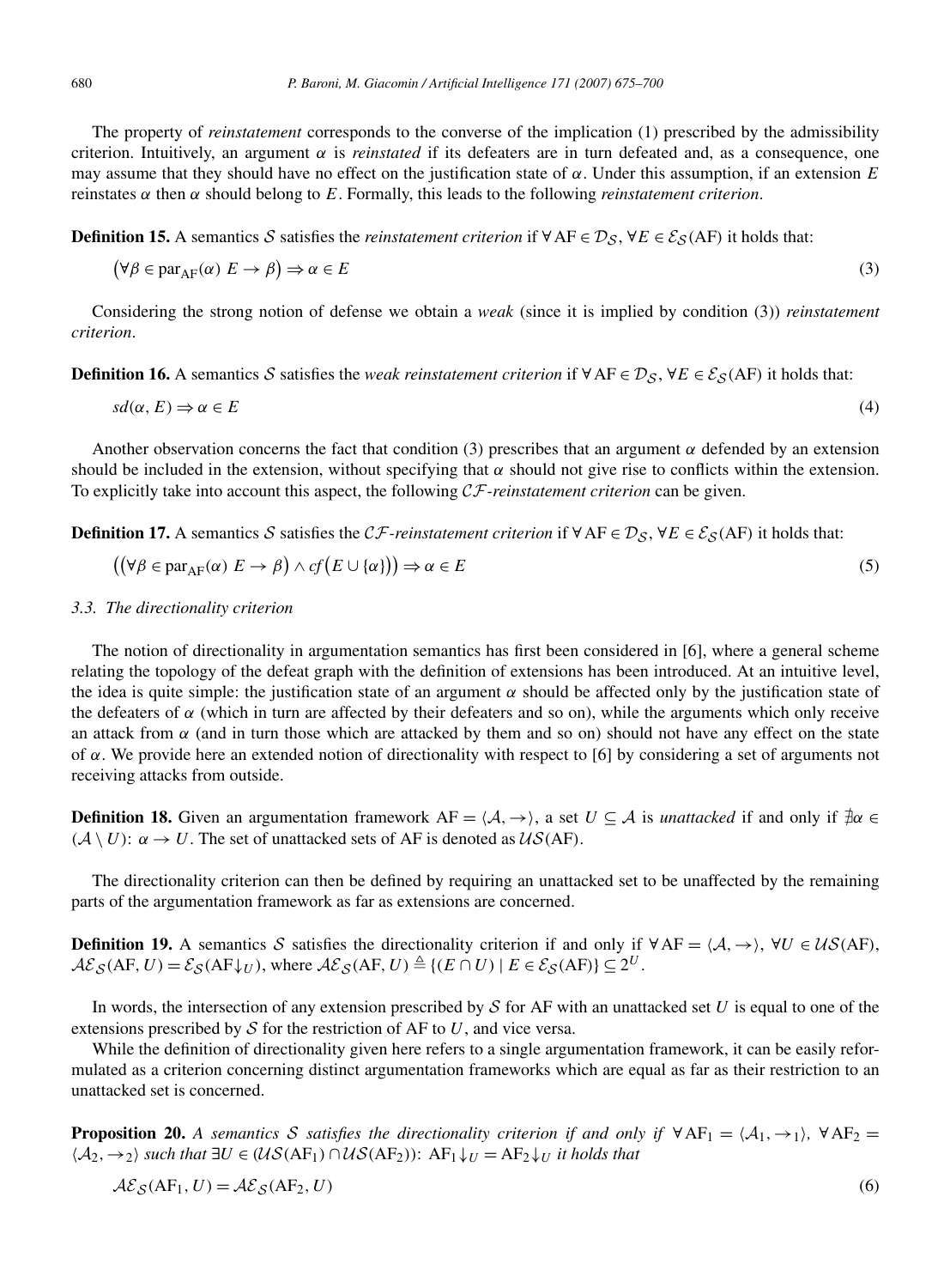The property of *reinstatement* corresponds to the converse of the implication (1) prescribed by the admissibility criterion. Intuitively, an argument $\alpha$ is *reinstated* if its defeaters are in turn defeated and, as a consequence, one may assume that they should have no effect on the justification state of $\alpha$. Under this assumption, if an extension $E$ reinstates $\alpha$ then $\alpha$ should belong to $E$. Formally, this leads to the following *reinstatement criterion*.

**Definition 15.** A semantics $\mathcal{S}$ satisfies the *reinstatement criterion* if $\forall \mathrm{AF} \in \mathcal{D}_{\mathcal{S}}$, $\forall E \in \mathcal{E}_{\mathcal{S}}(\mathrm{AF})$ it holds that:

$$\big(\forall \beta \in \mathrm{par}_{\mathrm{AF}}(\alpha)\ E \rightarrow \beta\big) \Rightarrow \alpha \in E \tag{3}$$

Considering the strong notion of defense we obtain a *weak* (since it is implied by condition (3)) *reinstatement criterion*.

**Definition 16.** A semantics $\mathcal{S}$ satisfies the *weak reinstatement criterion* if $\forall \mathrm{AF} \in \mathcal{D}_{\mathcal{S}}$, $\forall E \in \mathcal{E}_{\mathcal{S}}(\mathrm{AF})$ it holds that:

$$sd(\alpha, E) \Rightarrow \alpha \in E \tag{4}$$

Another observation concerns the fact that condition (3) prescribes that an argument $\alpha$ defended by an extension should be included in the extension, without specifying that $\alpha$ should not give rise to conflicts within the extension. To explicitly take into account this aspect, the following $\mathcal{CF}$*-reinstatement criterion* can be given.

**Definition 17.** A semantics $\mathcal{S}$ satisfies the $\mathcal{CF}$*-reinstatement criterion* if $\forall \mathrm{AF} \in \mathcal{D}_{\mathcal{S}}$, $\forall E \in \mathcal{E}_{\mathcal{S}}(\mathrm{AF})$ it holds that:

$$\big(\big(\forall \beta \in \mathrm{par}_{\mathrm{AF}}(\alpha)\ E \rightarrow \beta\big) \wedge cf\big(E \cup \{\alpha\}\big)\big) \Rightarrow \alpha \in E \tag{5}$$

### 3.3. The directionality criterion

The notion of directionality in argumentation semantics has first been considered in [6], where a general scheme relating the topology of the defeat graph with the definition of extensions has been introduced. At an intuitive level, the idea is quite simple: the justification state of an argument $\alpha$ should be affected only by the justification state of the defeaters of $\alpha$ (which in turn are affected by their defeaters and so on), while the arguments which only receive an attack from $\alpha$ (and in turn those which are attacked by them and so on) should not have any effect on the state of $\alpha$. We provide here an extended notion of directionality with respect to [6] by considering a set of arguments not receiving attacks from outside.

**Definition 18.** Given an argumentation framework $\mathrm{AF} = \langle \mathcal{A}, \rightarrow \rangle$, a set $U \subseteq \mathcal{A}$ is *unattacked* if and only if $\nexists \alpha \in (\mathcal{A} \setminus U)$: $\alpha \rightarrow U$. The set of unattacked sets of AF is denoted as $\mathcal{US}(\mathrm{AF})$.

The directionality criterion can then be defined by requiring an unattacked set to be unaffected by the remaining parts of the argumentation framework as far as extensions are concerned.

**Definition 19.** A semantics $\mathcal{S}$ satisfies the directionality criterion if and only if $\forall \mathrm{AF} = \langle \mathcal{A}, \rightarrow \rangle$, $\forall U \in \mathcal{US}(\mathrm{AF})$, $\mathcal{AE}_{\mathcal{S}}(\mathrm{AF}, U) = \mathcal{E}_{\mathcal{S}}(\mathrm{AF}{\downarrow_U})$, where $\mathcal{AE}_{\mathcal{S}}(\mathrm{AF}, U) \triangleq \{(E \cap U) \mid E \in \mathcal{E}_{\mathcal{S}}(\mathrm{AF})\} \subseteq 2^U$.

In words, the intersection of any extension prescribed by $\mathcal{S}$ for AF with an unattacked set $U$ is equal to one of the extensions prescribed by $\mathcal{S}$ for the restriction of AF to $U$, and vice versa.

While the definition of directionality given here refers to a single argumentation framework, it can be easily reformulated as a criterion concerning distinct argumentation frameworks which are equal as far as their restriction to an unattacked set is concerned.

**Proposition 20.** *A semantics $\mathcal{S}$ satisfies the directionality criterion if and only if $\forall \mathrm{AF}_1 = \langle \mathcal{A}_1, \rightarrow_1 \rangle$, $\forall \mathrm{AF}_2 = \langle \mathcal{A}_2, \rightarrow_2 \rangle$ such that $\exists U \in (\mathcal{US}(\mathrm{AF}_1) \cap \mathcal{US}(\mathrm{AF}_2))$: $\mathrm{AF}_1{\downarrow_U} = \mathrm{AF}_2{\downarrow_U}$ it holds that*

$$\mathcal{AE}_{\mathcal{S}}(\mathrm{AF}_1, U) = \mathcal{AE}_{\mathcal{S}}(\mathrm{AF}_2, U) \tag{6}$$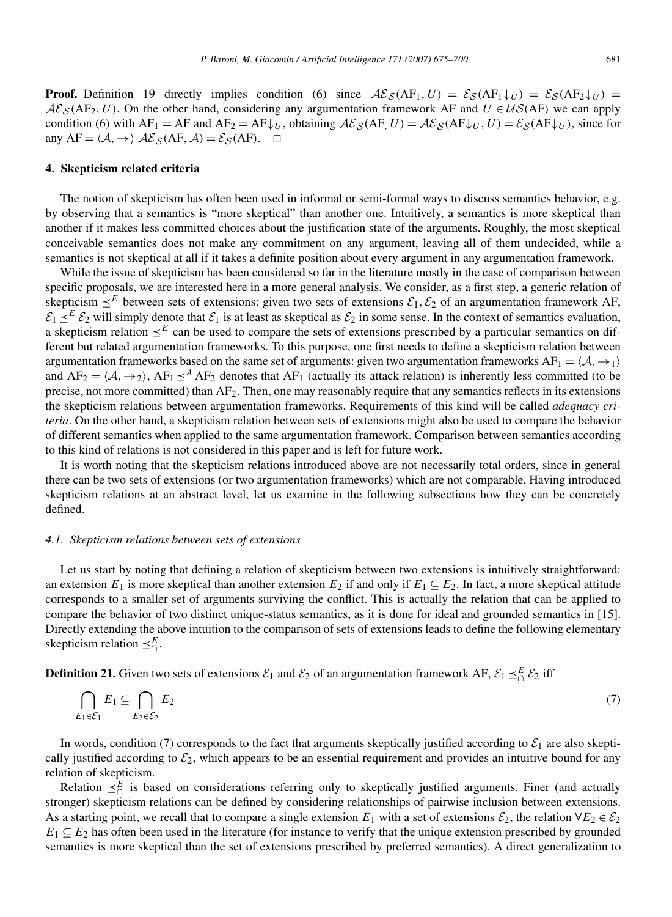**Proof.** Definition 19 directly implies condition (6) since $\mathcal{AE}_{\mathcal{S}}(\mathrm{AF}_1, U) = \mathcal{E}_{\mathcal{S}}(\mathrm{AF}_1{\downarrow}_U) = \mathcal{E}_{\mathcal{S}}(\mathrm{AF}_2{\downarrow}_U) = \mathcal{AE}_{\mathcal{S}}(\mathrm{AF}_2, U)$. On the other hand, considering any argumentation framework AF and $U \in \mathcal{US}(\mathrm{AF})$ we can apply condition (6) with $\mathrm{AF}_1 = \mathrm{AF}$ and $\mathrm{AF}_2 = \mathrm{AF}{\downarrow}_U$, obtaining $\mathcal{AE}_{\mathcal{S}}(\mathrm{AF}, U) = \mathcal{AE}_{\mathcal{S}}(\mathrm{AF}{\downarrow}_U, U) = \mathcal{E}_{\mathcal{S}}(\mathrm{AF}{\downarrow}_U)$, since for any $\mathrm{AF} = \langle \mathcal{A}, \rightarrow \rangle$ $\mathcal{AE}_{\mathcal{S}}(\mathrm{AF}, \mathcal{A}) = \mathcal{E}_{\mathcal{S}}(\mathrm{AF})$. □

## 4. Skepticism related criteria

The notion of skepticism has often been used in informal or semi-formal ways to discuss semantics behavior, e.g. by observing that a semantics is "more skeptical" than another one. Intuitively, a semantics is more skeptical than another if it makes less committed choices about the justification state of the arguments. Roughly, the most skeptical conceivable semantics does not make any commitment on any argument, leaving all of them undecided, while a semantics is not skeptical at all if it takes a definite position about every argument in any argumentation framework.

While the issue of skepticism has been considered so far in the literature mostly in the case of comparison between specific proposals, we are interested here in a more general analysis. We consider, as a first step, a generic relation of skepticism $\preceq^E$ between sets of extensions: given two sets of extensions $\mathcal{E}_1, \mathcal{E}_2$ of an argumentation framework AF, $\mathcal{E}_1 \preceq^E \mathcal{E}_2$ will simply denote that $\mathcal{E}_1$ is at least as skeptical as $\mathcal{E}_2$ in some sense. In the context of semantics evaluation, a skepticism relation $\preceq^E$ can be used to compare the sets of extensions prescribed by a particular semantics on different but related argumentation frameworks. To this purpose, one first needs to define a skepticism relation between argumentation frameworks based on the same set of arguments: given two argumentation frameworks $\mathrm{AF}_1 = \langle \mathcal{A}, \rightarrow_1 \rangle$ and $\mathrm{AF}_2 = \langle \mathcal{A}, \rightarrow_2 \rangle$, $\mathrm{AF}_1 \preceq^A \mathrm{AF}_2$ denotes that $\mathrm{AF}_1$ (actually its attack relation) is inherently less committed (to be precise, not more committed) than $\mathrm{AF}_2$. Then, one may reasonably require that any semantics reflects in its extensions the skepticism relations between argumentation frameworks. Requirements of this kind will be called *adequacy criteria*. On the other hand, a skepticism relation between sets of extensions might also be used to compare the behavior of different semantics when applied to the same argumentation framework. Comparison between semantics according to this kind of relations is not considered in this paper and is left for future work.

It is worth noting that the skepticism relations introduced above are not necessarily total orders, since in general there can be two sets of extensions (or two argumentation frameworks) which are not comparable. Having introduced skepticism relations at an abstract level, let us examine in the following subsections how they can be concretely defined.

### 4.1. Skepticism relations between sets of extensions

Let us start by noting that defining a relation of skepticism between two extensions is intuitively straightforward: an extension $E_1$ is more skeptical than another extension $E_2$ if and only if $E_1 \subseteq E_2$. In fact, a more skeptical attitude corresponds to a smaller set of arguments surviving the conflict. This is actually the relation that can be applied to compare the behavior of two distinct unique-status semantics, as it is done for ideal and grounded semantics in [15]. Directly extending the above intuition to the comparison of sets of extensions leads to define the following elementary skepticism relation $\preceq^E_\cap$.

**Definition 21.** Given two sets of extensions $\mathcal{E}_1$ and $\mathcal{E}_2$ of an argumentation framework AF, $\mathcal{E}_1 \preceq^E_\cap \mathcal{E}_2$ iff

$$\bigcap_{E_1 \in \mathcal{E}_1} E_1 \subseteq \bigcap_{E_2 \in \mathcal{E}_2} E_2 \tag{7}$$

In words, condition (7) corresponds to the fact that arguments skeptically justified according to $\mathcal{E}_1$ are also skeptically justified according to $\mathcal{E}_2$, which appears to be an essential requirement and provides an intuitive bound for any relation of skepticism.

Relation $\preceq^E_\cap$ is based on considerations referring only to skeptically justified arguments. Finer (and actually stronger) skepticism relations can be defined by considering relationships of pairwise inclusion between extensions. As a starting point, we recall that to compare a single extension $E_1$ with a set of extensions $\mathcal{E}_2$, the relation $\forall E_2 \in \mathcal{E}_2$ $E_1 \subseteq E_2$ has often been used in the literature (for instance to verify that the unique extension prescribed by grounded semantics is more skeptical than the set of extensions prescribed by preferred semantics). A direct generalization to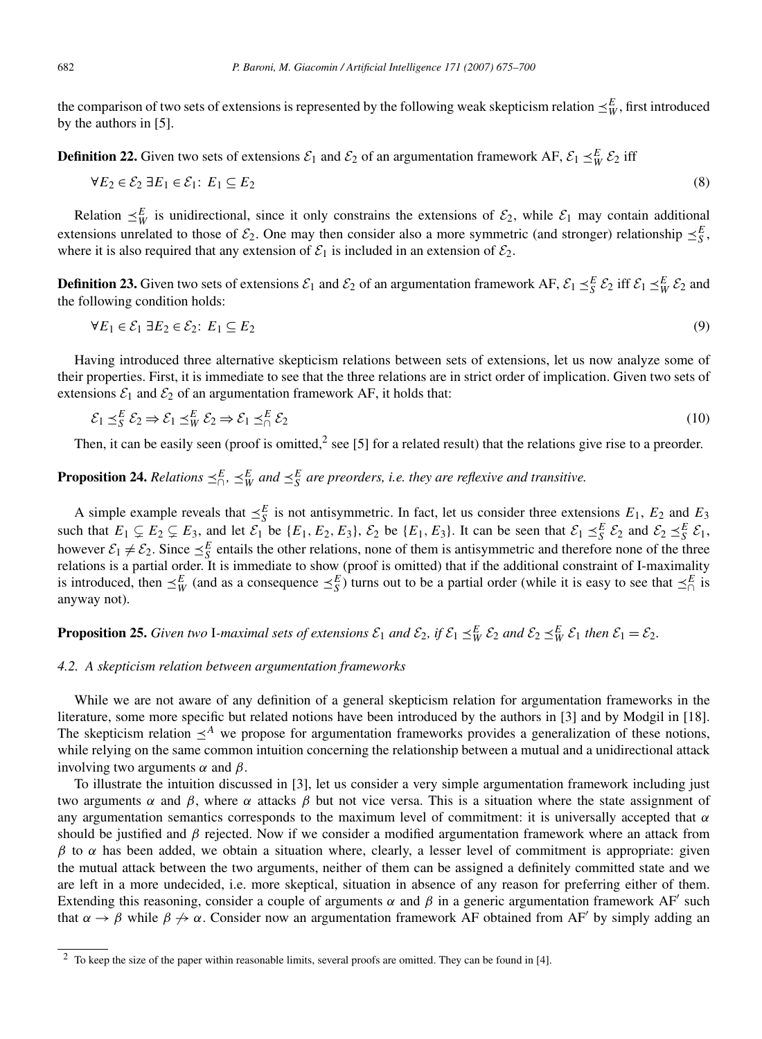the comparison of two sets of extensions is represented by the following weak skepticism relation $\preceq^E_W$, first introduced by the authors in [5].

**Definition 22.** Given two sets of extensions $\mathcal{E}_1$ and $\mathcal{E}_2$ of an argumentation framework AF, $\mathcal{E}_1 \preceq^E_W \mathcal{E}_2$ iff

$$\forall E_2 \in \mathcal{E}_2 \; \exists E_1 \in \mathcal{E}_1 \colon \; E_1 \subseteq E_2 \tag{8}$$

Relation $\preceq^E_W$ is unidirectional, since it only constrains the extensions of $\mathcal{E}_2$, while $\mathcal{E}_1$ may contain additional extensions unrelated to those of $\mathcal{E}_2$. One may then consider also a more symmetric (and stronger) relationship $\preceq^E_S$, where it is also required that any extension of $\mathcal{E}_1$ is included in an extension of $\mathcal{E}_2$.

**Definition 23.** Given two sets of extensions $\mathcal{E}_1$ and $\mathcal{E}_2$ of an argumentation framework AF, $\mathcal{E}_1 \preceq^E_S \mathcal{E}_2$ iff $\mathcal{E}_1 \preceq^E_W \mathcal{E}_2$ and the following condition holds:

$$\forall E_1 \in \mathcal{E}_1 \; \exists E_2 \in \mathcal{E}_2 \colon \; E_1 \subseteq E_2 \tag{9}$$

Having introduced three alternative skepticism relations between sets of extensions, let us now analyze some of their properties. First, it is immediate to see that the three relations are in strict order of implication. Given two sets of extensions $\mathcal{E}_1$ and $\mathcal{E}_2$ of an argumentation framework AF, it holds that:

$$\mathcal{E}_1 \preceq^E_S \mathcal{E}_2 \Rightarrow \mathcal{E}_1 \preceq^E_W \mathcal{E}_2 \Rightarrow \mathcal{E}_1 \preceq^E_\cap \mathcal{E}_2 \tag{10}$$

Then, it can be easily seen (proof is omitted,[2] see [5] for a related result) that the relations give rise to a preorder.

**Proposition 24.** *Relations $\preceq^E_\cap$, $\preceq^E_W$ and $\preceq^E_S$ are preorders, i.e. they are reflexive and transitive.*

A simple example reveals that $\preceq^E_S$ is not antisymmetric. In fact, let us consider three extensions $E_1$, $E_2$ and $E_3$ such that $E_1 \subsetneq E_2 \subsetneq E_3$, and let $\mathcal{E}_1$ be $\{E_1, E_2, E_3\}$, $\mathcal{E}_2$ be $\{E_1, E_3\}$. It can be seen that $\mathcal{E}_1 \preceq^E_S \mathcal{E}_2$ and $\mathcal{E}_2 \preceq^E_S \mathcal{E}_1$, however $\mathcal{E}_1 \neq \mathcal{E}_2$. Since $\preceq^E_S$ entails the other relations, none of them is antisymmetric and therefore none of the three relations is a partial order. It is immediate to show (proof is omitted) that if the additional constraint of I-maximality is introduced, then $\preceq^E_W$ (and as a consequence $\preceq^E_S$) turns out to be a partial order (while it is easy to see that $\preceq^E_\cap$ is anyway not).

**Proposition 25.** *Given two* I*-maximal sets of extensions $\mathcal{E}_1$ and $\mathcal{E}_2$, if $\mathcal{E}_1 \preceq^E_W \mathcal{E}_2$ and $\mathcal{E}_2 \preceq^E_W \mathcal{E}_1$ then $\mathcal{E}_1 = \mathcal{E}_2$.*

### *4.2. A skepticism relation between argumentation frameworks*

While we are not aware of any definition of a general skepticism relation for argumentation frameworks in the literature, some more specific but related notions have been introduced by the authors in [3] and by Modgil in [18]. The skepticism relation $\preceq^A$ we propose for argumentation frameworks provides a generalization of these notions, while relying on the same common intuition concerning the relationship between a mutual and a unidirectional attack involving two arguments $\alpha$ and $\beta$.

To illustrate the intuition discussed in [3], let us consider a very simple argumentation framework including just two arguments $\alpha$ and $\beta$, where $\alpha$ attacks $\beta$ but not vice versa. This is a situation where the state assignment of any argumentation semantics corresponds to the maximum level of commitment: it is universally accepted that $\alpha$ should be justified and $\beta$ rejected. Now if we consider a modified argumentation framework where an attack from $\beta$ to $\alpha$ has been added, we obtain a situation where, clearly, a lesser level of commitment is appropriate: given the mutual attack between the two arguments, neither of them can be assigned a definitely committed state and we are left in a more undecided, i.e. more skeptical, situation in absence of any reason for preferring either of them. Extending this reasoning, consider a couple of arguments $\alpha$ and $\beta$ in a generic argumentation framework AF′ such that $\alpha \to \beta$ while $\beta \not\to \alpha$. Consider now an argumentation framework AF obtained from AF′ by simply adding an

[2] To keep the size of the paper within reasonable limits, several proofs are omitted. They can be found in [4].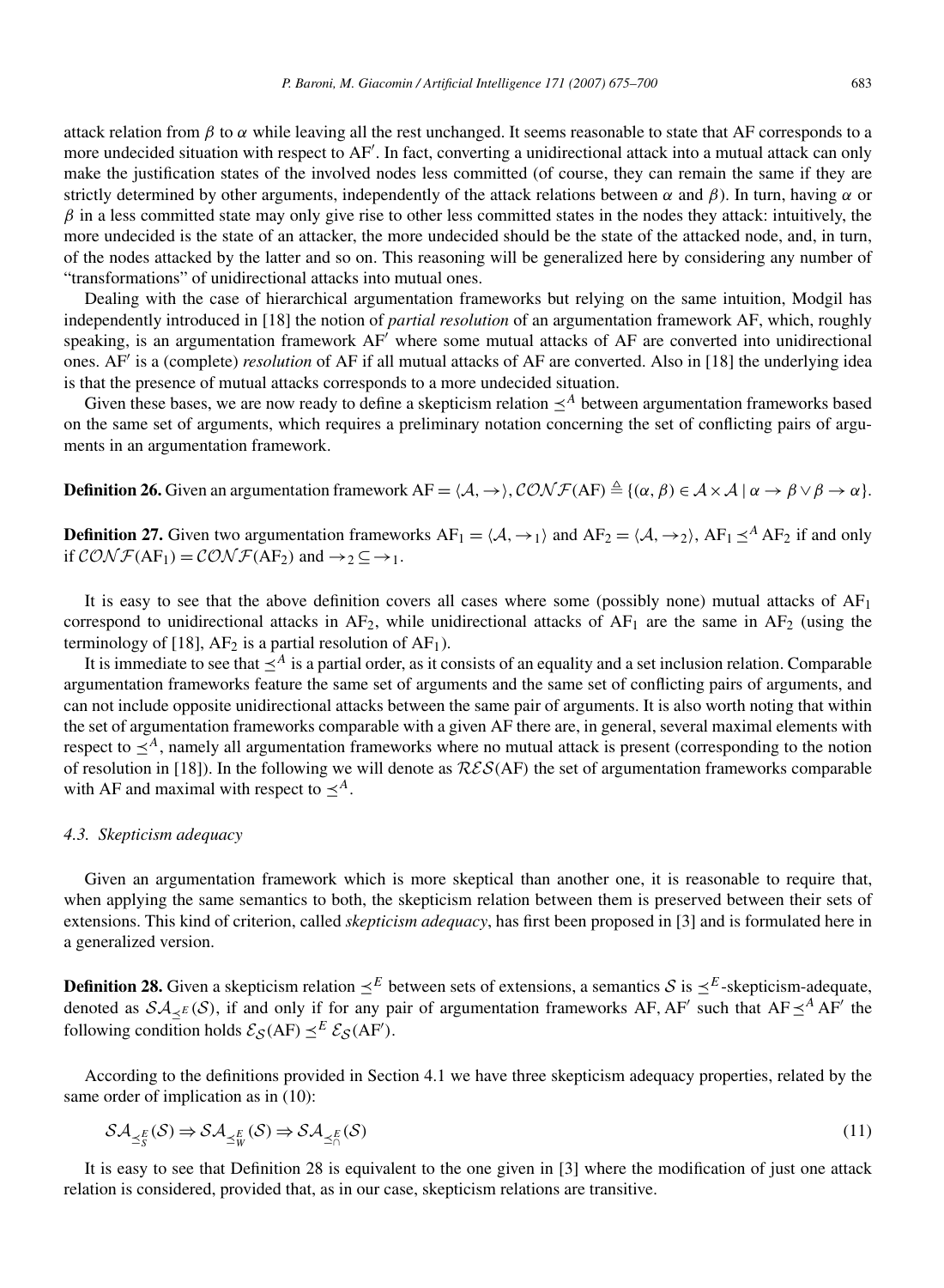attack relation from $\beta$ to $\alpha$ while leaving all the rest unchanged. It seems reasonable to state that AF corresponds to a more undecided situation with respect to AF′. In fact, converting a unidirectional attack into a mutual attack can only make the justification states of the involved nodes less committed (of course, they can remain the same if they are strictly determined by other arguments, independently of the attack relations between $\alpha$ and $\beta$). In turn, having $\alpha$ or $\beta$ in a less committed state may only give rise to other less committed states in the nodes they attack: intuitively, the more undecided is the state of an attacker, the more undecided should be the state of the attacked node, and, in turn, of the nodes attacked by the latter and so on. This reasoning will be generalized here by considering any number of "transformations" of unidirectional attacks into mutual ones.

Dealing with the case of hierarchical argumentation frameworks but relying on the same intuition, Modgil has independently introduced in [18] the notion of *partial resolution* of an argumentation framework AF, which, roughly speaking, is an argumentation framework AF′ where some mutual attacks of AF are converted into unidirectional ones. AF′ is a (complete) *resolution* of AF if all mutual attacks of AF are converted. Also in [18] the underlying idea is that the presence of mutual attacks corresponds to a more undecided situation.

Given these bases, we are now ready to define a skepticism relation $\preceq^A$ between argumentation frameworks based on the same set of arguments, which requires a preliminary notation concerning the set of conflicting pairs of arguments in an argumentation framework.

**Definition 26.** Given an argumentation framework $\mathrm{AF} = \langle \mathcal{A}, \rightarrow \rangle$, $\mathcal{CONF}(\mathrm{AF}) \triangleq \{(\alpha, \beta) \in \mathcal{A} \times \mathcal{A} \mid \alpha \rightarrow \beta \vee \beta \rightarrow \alpha\}$.

**Definition 27.** Given two argumentation frameworks $\mathrm{AF}_1 = \langle \mathcal{A}, \rightarrow_1 \rangle$ and $\mathrm{AF}_2 = \langle \mathcal{A}, \rightarrow_2 \rangle$, $\mathrm{AF}_1 \preceq^A \mathrm{AF}_2$ if and only if $\mathcal{CONF}(\mathrm{AF}_1) = \mathcal{CONF}(\mathrm{AF}_2)$ and $\rightarrow_2 \subseteq \rightarrow_1$.

It is easy to see that the above definition covers all cases where some (possibly none) mutual attacks of $\mathrm{AF}_1$ correspond to unidirectional attacks in $\mathrm{AF}_2$, while unidirectional attacks of $\mathrm{AF}_1$ are the same in $\mathrm{AF}_2$ (using the terminology of [18], $\mathrm{AF}_2$ is a partial resolution of $\mathrm{AF}_1$).

It is immediate to see that $\preceq^A$ is a partial order, as it consists of an equality and a set inclusion relation. Comparable argumentation frameworks feature the same set of arguments and the same set of conflicting pairs of arguments, and can not include opposite unidirectional attacks between the same pair of arguments. It is also worth noting that within the set of argumentation frameworks comparable with a given AF there are, in general, several maximal elements with respect to $\preceq^A$, namely all argumentation frameworks where no mutual attack is present (corresponding to the notion of resolution in [18]). In the following we will denote as $\mathcal{RES}(\mathrm{AF})$ the set of argumentation frameworks comparable with AF and maximal with respect to $\preceq^A$.

### 4.3. Skepticism adequacy

Given an argumentation framework which is more skeptical than another one, it is reasonable to require that, when applying the same semantics to both, the skepticism relation between them is preserved between their sets of extensions. This kind of criterion, called *skepticism adequacy*, has first been proposed in [3] and is formulated here in a generalized version.

**Definition 28.** Given a skepticism relation $\preceq^E$ between sets of extensions, a semantics $\mathcal{S}$ is $\preceq^E$-skepticism-adequate, denoted as $\mathcal{SA}_{\preceq^E}(\mathcal{S})$, if and only if for any pair of argumentation frameworks AF, AF′ such that $\mathrm{AF} \preceq^A \mathrm{AF}'$ the following condition holds $\mathcal{E}_{\mathcal{S}}(\mathrm{AF}) \preceq^E \mathcal{E}_{\mathcal{S}}(\mathrm{AF}')$.

According to the definitions provided in Section 4.1 we have three skepticism adequacy properties, related by the same order of implication as in (10):

$$\mathcal{SA}_{\preceq^E_S}(\mathcal{S}) \Rightarrow \mathcal{SA}_{\preceq^E_W}(\mathcal{S}) \Rightarrow \mathcal{SA}_{\preceq^E_\cap}(\mathcal{S}) \tag{11}$$

It is easy to see that Definition 28 is equivalent to the one given in [3] where the modification of just one attack relation is considered, provided that, as in our case, skepticism relations are transitive.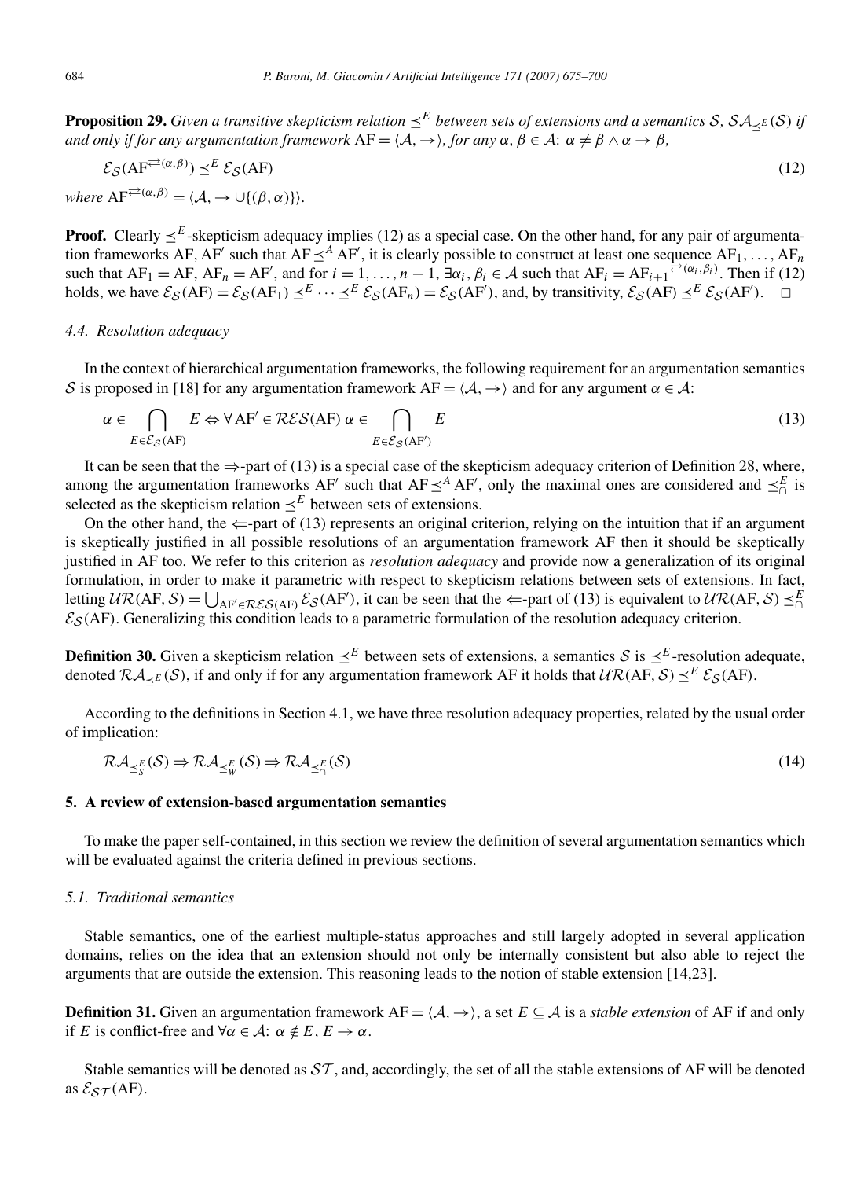**Proposition 29.** *Given a transitive skepticism relation $\preceq^E$ between sets of extensions and a semantics $\mathcal{S}$, $\mathcal{SA}_{\preceq^E}(\mathcal{S})$ if and only if for any argumentation framework $\mathrm{AF} = \langle \mathcal{A}, \rightarrow \rangle$, for any $\alpha, \beta \in \mathcal{A}$: $\alpha \neq \beta \wedge \alpha \rightarrow \beta$,*

$$\mathcal{E}_{\mathcal{S}}(\mathrm{AF}^{\rightleftarrows(\alpha,\beta)}) \preceq^E \mathcal{E}_{\mathcal{S}}(\mathrm{AF}) \tag{12}$$

*where* $\mathrm{AF}^{\rightleftarrows(\alpha,\beta)} = \langle \mathcal{A}, \rightarrow \cup \{(\beta, \alpha)\} \rangle$.

**Proof.** Clearly $\preceq^E$-skepticism adequacy implies (12) as a special case. On the other hand, for any pair of argumentation frameworks AF, AF′ such that $\mathrm{AF} \preceq^A \mathrm{AF}'$, it is clearly possible to construct at least one sequence $\mathrm{AF}_1, \ldots, \mathrm{AF}_n$ such that $\mathrm{AF}_1 = \mathrm{AF}$, $\mathrm{AF}_n = \mathrm{AF}'$, and for $i = 1, \ldots, n-1$, $\exists \alpha_i, \beta_i \in \mathcal{A}$ such that $\mathrm{AF}_i = \mathrm{AF}_{i+1}^{\rightleftarrows(\alpha_i,\beta_i)}$. Then if (12) holds, we have $\mathcal{E}_{\mathcal{S}}(\mathrm{AF}) = \mathcal{E}_{\mathcal{S}}(\mathrm{AF}_1) \preceq^E \cdots \preceq^E \mathcal{E}_{\mathcal{S}}(\mathrm{AF}_n) = \mathcal{E}_{\mathcal{S}}(\mathrm{AF}')$, and, by transitivity, $\mathcal{E}_{\mathcal{S}}(\mathrm{AF}) \preceq^E \mathcal{E}_{\mathcal{S}}(\mathrm{AF}')$. □

### 4.4. Resolution adequacy

In the context of hierarchical argumentation frameworks, the following requirement for an argumentation semantics $\mathcal{S}$ is proposed in [18] for any argumentation framework $\mathrm{AF} = \langle \mathcal{A}, \rightarrow \rangle$ and for any argument $\alpha \in \mathcal{A}$:

$$\alpha \in \bigcap_{E \in \mathcal{E}_{\mathcal{S}}(\mathrm{AF})} E \Leftrightarrow \forall \mathrm{AF}' \in \mathcal{RES}(\mathrm{AF})\ \alpha \in \bigcap_{E \in \mathcal{E}_{\mathcal{S}}(\mathrm{AF}')} E \tag{13}$$

It can be seen that the $\Rightarrow$-part of (13) is a special case of the skepticism adequacy criterion of Definition 28, where, among the argumentation frameworks AF′ such that $\mathrm{AF} \preceq^A \mathrm{AF}'$, only the maximal ones are considered and $\preceq^E_{\cap}$ is selected as the skepticism relation $\preceq^E$ between sets of extensions.

On the other hand, the $\Leftarrow$-part of (13) represents an original criterion, relying on the intuition that if an argument is skeptically justified in all possible resolutions of an argumentation framework AF then it should be skeptically justified in AF too. We refer to this criterion as *resolution adequacy* and provide now a generalization of its original formulation, in order to make it parametric with respect to skepticism relations between sets of extensions. In fact, letting $\mathcal{UR}(\mathrm{AF}, \mathcal{S}) = \bigcup_{\mathrm{AF}' \in \mathcal{RES}(\mathrm{AF})} \mathcal{E}_{\mathcal{S}}(\mathrm{AF}')$, it can be seen that the $\Leftarrow$-part of (13) is equivalent to $\mathcal{UR}(\mathrm{AF}, \mathcal{S}) \preceq^E_{\cap} \mathcal{E}_{\mathcal{S}}(\mathrm{AF})$. Generalizing this condition leads to a parametric formulation of the resolution adequacy criterion.

**Definition 30.** Given a skepticism relation $\preceq^E$ between sets of extensions, a semantics $\mathcal{S}$ is $\preceq^E$-resolution adequate, denoted $\mathcal{RA}_{\preceq^E}(\mathcal{S})$, if and only if for any argumentation framework AF it holds that $\mathcal{UR}(\mathrm{AF}, \mathcal{S}) \preceq^E \mathcal{E}_{\mathcal{S}}(\mathrm{AF})$.

According to the definitions in Section 4.1, we have three resolution adequacy properties, related by the usual order of implication:

$$\mathcal{RA}_{\preceq^E_S}(\mathcal{S}) \Rightarrow \mathcal{RA}_{\preceq^E_W}(\mathcal{S}) \Rightarrow \mathcal{RA}_{\preceq^E_{\cap}}(\mathcal{S}) \tag{14}$$

## 5. A review of extension-based argumentation semantics

To make the paper self-contained, in this section we review the definition of several argumentation semantics which will be evaluated against the criteria defined in previous sections.

### 5.1. Traditional semantics

Stable semantics, one of the earliest multiple-status approaches and still largely adopted in several application domains, relies on the idea that an extension should not only be internally consistent but also able to reject the arguments that are outside the extension. This reasoning leads to the notion of stable extension [14,23].

**Definition 31.** Given an argumentation framework $\mathrm{AF} = \langle \mathcal{A}, \rightarrow \rangle$, a set $E \subseteq \mathcal{A}$ is a *stable extension* of AF if and only if $E$ is conflict-free and $\forall \alpha \in \mathcal{A}$: $\alpha \notin E$, $E \rightarrow \alpha$.

Stable semantics will be denoted as $\mathcal{ST}$, and, accordingly, the set of all the stable extensions of AF will be denoted as $\mathcal{E}_{\mathcal{ST}}(\mathrm{AF})$.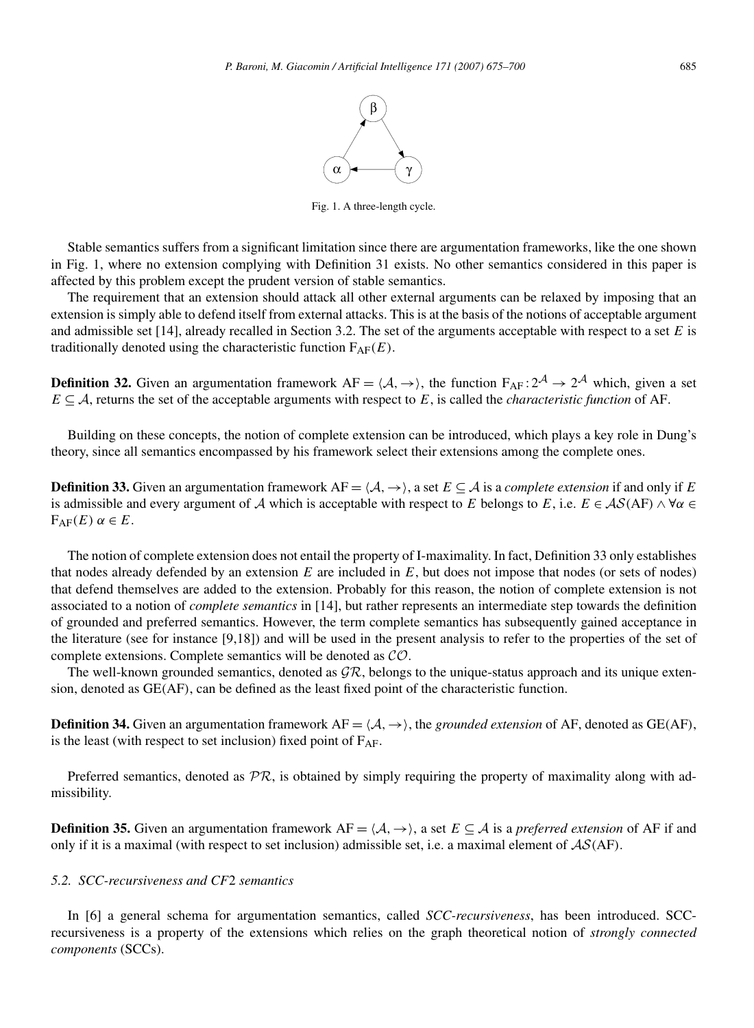Fig. 1. A three-length cycle.

Stable semantics suffers from a significant limitation since there are argumentation frameworks, like the one shown in Fig. 1, where no extension complying with Definition 31 exists. No other semantics considered in this paper is affected by this problem except the prudent version of stable semantics.

The requirement that an extension should attack all other external arguments can be relaxed by imposing that an extension is simply able to defend itself from external attacks. This is at the basis of the notions of acceptable argument and admissible set [14], already recalled in Section 3.2. The set of the arguments acceptable with respect to a set $E$ is traditionally denoted using the characteristic function $F_{AF}(E)$.

**Definition 32.** Given an argumentation framework $AF = \langle \mathcal{A}, \rightarrow \rangle$, the function $F_{AF}: 2^{\mathcal{A}} \rightarrow 2^{\mathcal{A}}$ which, given a set $E \subseteq \mathcal{A}$, returns the set of the acceptable arguments with respect to $E$, is called the *characteristic function* of AF.

Building on these concepts, the notion of complete extension can be introduced, which plays a key role in Dung's theory, since all semantics encompassed by his framework select their extensions among the complete ones.

**Definition 33.** Given an argumentation framework $AF = \langle \mathcal{A}, \rightarrow \rangle$, a set $E \subseteq \mathcal{A}$ is a *complete extension* if and only if $E$ is admissible and every argument of $\mathcal{A}$ which is acceptable with respect to $E$ belongs to $E$, i.e. $E \in \mathcal{AS}(AF) \wedge \forall \alpha \in F_{AF}(E)\ \alpha \in E$.

The notion of complete extension does not entail the property of I-maximality. In fact, Definition 33 only establishes that nodes already defended by an extension $E$ are included in $E$, but does not impose that nodes (or sets of nodes) that defend themselves are added to the extension. Probably for this reason, the notion of complete extension is not associated to a notion of *complete semantics* in [14], but rather represents an intermediate step towards the definition of grounded and preferred semantics. However, the term complete semantics has subsequently gained acceptance in the literature (see for instance [9,18]) and will be used in the present analysis to refer to the properties of the set of complete extensions. Complete semantics will be denoted as $\mathcal{CO}$.

The well-known grounded semantics, denoted as $\mathcal{GR}$, belongs to the unique-status approach and its unique extension, denoted as GE(AF), can be defined as the least fixed point of the characteristic function.

**Definition 34.** Given an argumentation framework $AF = \langle \mathcal{A}, \rightarrow \rangle$, the *grounded extension* of AF, denoted as GE(AF), is the least (with respect to set inclusion) fixed point of $F_{AF}$.

Preferred semantics, denoted as $\mathcal{PR}$, is obtained by simply requiring the property of maximality along with admissibility.

**Definition 35.** Given an argumentation framework $AF = \langle \mathcal{A}, \rightarrow \rangle$, a set $E \subseteq \mathcal{A}$ is a *preferred extension* of AF if and only if it is a maximal (with respect to set inclusion) admissible set, i.e. a maximal element of $\mathcal{AS}(AF)$.

### *5.2. SCC-recursiveness and CF2 semantics*

In [6] a general schema for argumentation semantics, called *SCC-recursiveness*, has been introduced. SCC-recursiveness is a property of the extensions which relies on the graph theoretical notion of *strongly connected components* (SCCs).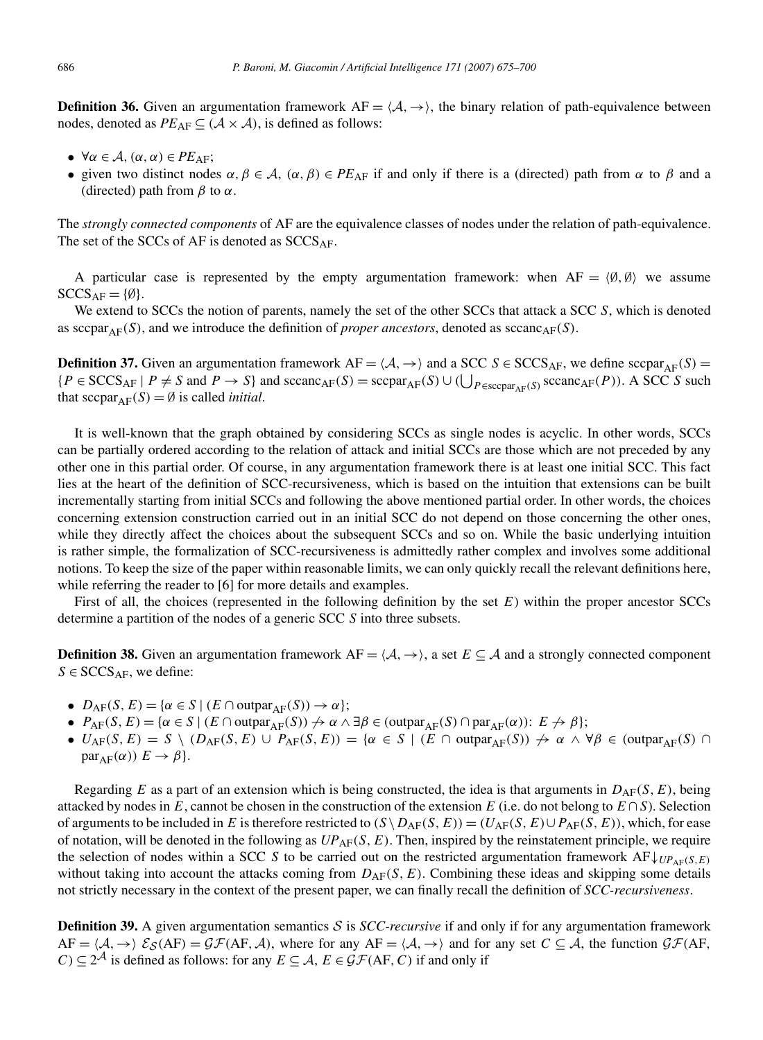**Definition 36.** Given an argumentation framework $\mathrm{AF} = \langle \mathcal{A}, \rightarrow \rangle$, the binary relation of path-equivalence between nodes, denoted as $PE_{\mathrm{AF}} \subseteq (\mathcal{A} \times \mathcal{A})$, is defined as follows:

- $\forall \alpha \in \mathcal{A}, (\alpha, \alpha) \in PE_{\mathrm{AF}}$;
- given two distinct nodes $\alpha, \beta \in \mathcal{A}$, $(\alpha, \beta) \in PE_{\mathrm{AF}}$ if and only if there is a (directed) path from $\alpha$ to $\beta$ and a (directed) path from $\beta$ to $\alpha$.

The *strongly connected components* of AF are the equivalence classes of nodes under the relation of path-equivalence. The set of the SCCs of AF is denoted as $\mathrm{SCCS}_{\mathrm{AF}}$.

A particular case is represented by the empty argumentation framework: when $\mathrm{AF} = \langle \emptyset, \emptyset \rangle$ we assume $\mathrm{SCCS}_{\mathrm{AF}} = \{\emptyset\}$.

We extend to SCCs the notion of parents, namely the set of the other SCCs that attack a SCC $S$, which is denoted as $\mathrm{sccpar}_{\mathrm{AF}}(S)$, and we introduce the definition of *proper ancestors*, denoted as $\mathrm{sccanc}_{\mathrm{AF}}(S)$.

**Definition 37.** Given an argumentation framework $\mathrm{AF} = \langle \mathcal{A}, \rightarrow \rangle$ and a SCC $S \in \mathrm{SCCS}_{\mathrm{AF}}$, we define $\mathrm{sccpar}_{\mathrm{AF}}(S) = \{P \in \mathrm{SCCS}_{\mathrm{AF}} \mid P \neq S \text{ and } P \rightarrow S\}$ and $\mathrm{sccanc}_{\mathrm{AF}}(S) = \mathrm{sccpar}_{\mathrm{AF}}(S) \cup (\bigcup_{P \in \mathrm{sccpar}_{\mathrm{AF}}(S)} \mathrm{sccanc}_{\mathrm{AF}}(P))$. A SCC $S$ such that $\mathrm{sccpar}_{\mathrm{AF}}(S) = \emptyset$ is called *initial*.

It is well-known that the graph obtained by considering SCCs as single nodes is acyclic. In other words, SCCs can be partially ordered according to the relation of attack and initial SCCs are those which are not preceded by any other one in this partial order. Of course, in any argumentation framework there is at least one initial SCC. This fact lies at the heart of the definition of SCC-recursiveness, which is based on the intuition that extensions can be built incrementally starting from initial SCCs and following the above mentioned partial order. In other words, the choices concerning extension construction carried out in an initial SCC do not depend on those concerning the other ones, while they directly affect the choices about the subsequent SCCs and so on. While the basic underlying intuition is rather simple, the formalization of SCC-recursiveness is admittedly rather complex and involves some additional notions. To keep the size of the paper within reasonable limits, we can only quickly recall the relevant definitions here, while referring the reader to [6] for more details and examples.

First of all, the choices (represented in the following definition by the set $E$) within the proper ancestor SCCs determine a partition of the nodes of a generic SCC $S$ into three subsets.

**Definition 38.** Given an argumentation framework $\mathrm{AF} = \langle \mathcal{A}, \rightarrow \rangle$, a set $E \subseteq \mathcal{A}$ and a strongly connected component $S \in \mathrm{SCCS}_{\mathrm{AF}}$, we define:

- $D_{\mathrm{AF}}(S, E) = \{\alpha \in S \mid (E \cap \mathrm{outpar}_{\mathrm{AF}}(S)) \rightarrow \alpha\}$;
- $P_{\mathrm{AF}}(S, E) = \{\alpha \in S \mid (E \cap \mathrm{outpar}_{\mathrm{AF}}(S)) \not\rightarrow \alpha \wedge \exists \beta \in (\mathrm{outpar}_{\mathrm{AF}}(S) \cap \mathrm{par}_{\mathrm{AF}}(\alpha))\colon E \not\rightarrow \beta\}$;
- $U_{\mathrm{AF}}(S, E) = S \setminus (D_{\mathrm{AF}}(S, E) \cup P_{\mathrm{AF}}(S, E)) = \{\alpha \in S \mid (E \cap \mathrm{outpar}_{\mathrm{AF}}(S)) \not\rightarrow \alpha \wedge \forall \beta \in (\mathrm{outpar}_{\mathrm{AF}}(S) \cap \mathrm{par}_{\mathrm{AF}}(\alpha))\ E \rightarrow \beta\}$.

Regarding $E$ as a part of an extension which is being constructed, the idea is that arguments in $D_{\mathrm{AF}}(S, E)$, being attacked by nodes in $E$, cannot be chosen in the construction of the extension $E$ (i.e. do not belong to $E \cap S$). Selection of arguments to be included in $E$ is therefore restricted to $(S \setminus D_{\mathrm{AF}}(S, E)) = (U_{\mathrm{AF}}(S, E) \cup P_{\mathrm{AF}}(S, E))$, which, for ease of notation, will be denoted in the following as $UP_{\mathrm{AF}}(S, E)$. Then, inspired by the reinstatement principle, we require the selection of nodes within a SCC $S$ to be carried out on the restricted argumentation framework $\mathrm{AF}{\downarrow}_{UP_{\mathrm{AF}}(S,E)}$ without taking into account the attacks coming from $D_{\mathrm{AF}}(S, E)$. Combining these ideas and skipping some details not strictly necessary in the context of the present paper, we can finally recall the definition of *SCC-recursiveness*.

**Definition 39.** A given argumentation semantics $\mathcal{S}$ is *SCC-recursive* if and only if for any argumentation framework $\mathrm{AF} = \langle \mathcal{A}, \rightarrow \rangle$ $\mathcal{E}_{\mathcal{S}}(\mathrm{AF}) = \mathcal{GF}(\mathrm{AF}, \mathcal{A})$, where for any $\mathrm{AF} = \langle \mathcal{A}, \rightarrow \rangle$ and for any set $C \subseteq \mathcal{A}$, the function $\mathcal{GF}(\mathrm{AF}, C) \subseteq 2^{\mathcal{A}}$ is defined as follows: for any $E \subseteq \mathcal{A}$, $E \in \mathcal{GF}(\mathrm{AF}, C)$ if and only if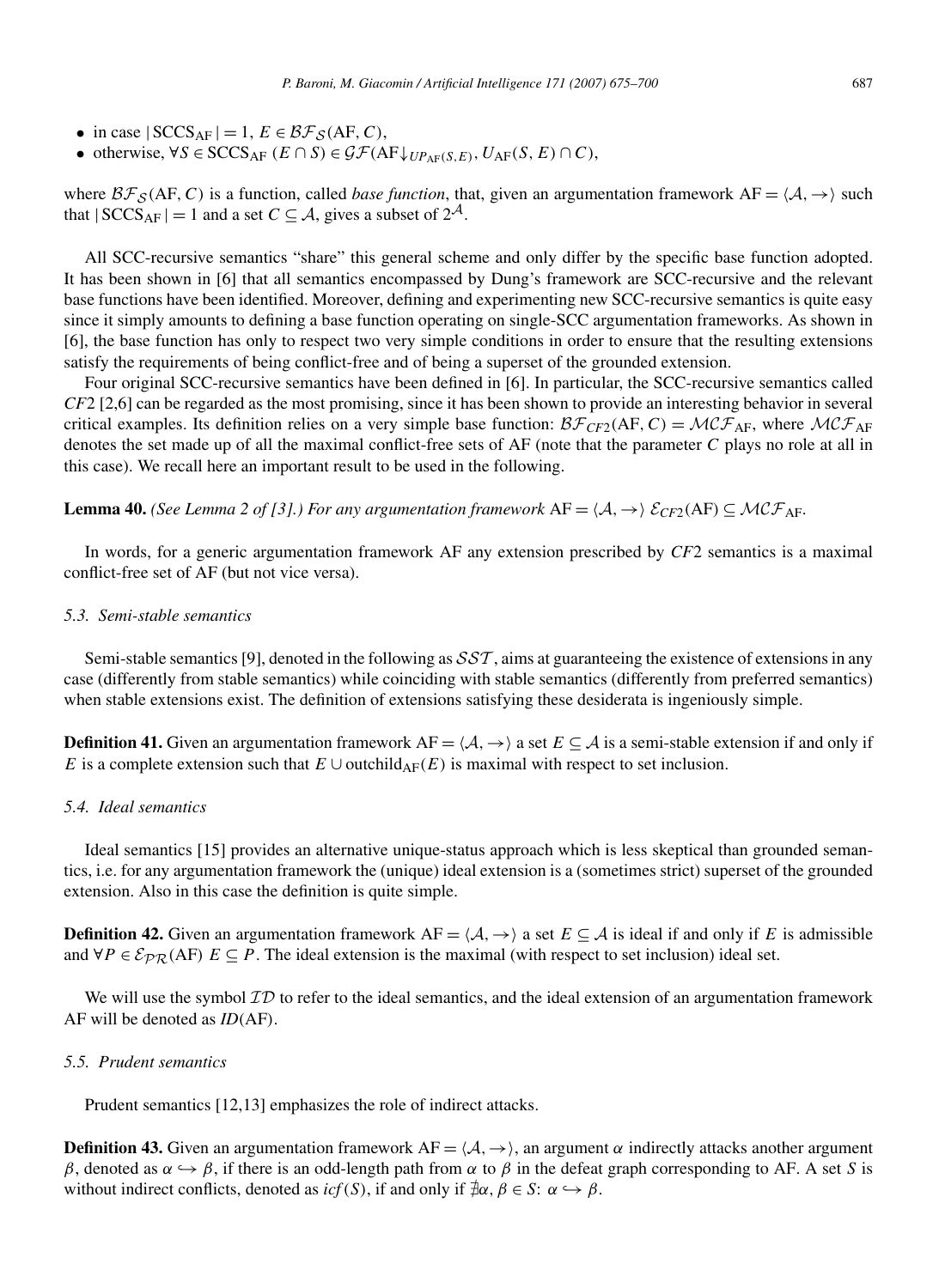- in case $|\text{SCCS}_{\text{AF}}| = 1$, $E \in \mathcal{BF}_{\mathcal{S}}(\text{AF}, C)$,
- otherwise, $\forall S \in \text{SCCS}_{\text{AF}}$ $(E \cap S) \in \mathcal{GF}(\text{AF}\downarrow_{UP_{\text{AF}}(S,E)}, U_{\text{AF}}(S, E) \cap C)$,

where $\mathcal{BF}_{\mathcal{S}}(\text{AF}, C)$ is a function, called *base function*, that, given an argumentation framework $\text{AF} = \langle \mathcal{A}, \rightarrow \rangle$ such that $|\text{SCCS}_{\text{AF}}| = 1$ and a set $C \subseteq \mathcal{A}$, gives a subset of $2^{\mathcal{A}}$.

All SCC-recursive semantics "share" this general scheme and only differ by the specific base function adopted. It has been shown in [6] that all semantics encompassed by Dung's framework are SCC-recursive and the relevant base functions have been identified. Moreover, defining and experimenting new SCC-recursive semantics is quite easy since it simply amounts to defining a base function operating on single-SCC argumentation frameworks. As shown in [6], the base function has only to respect two very simple conditions in order to ensure that the resulting extensions satisfy the requirements of being conflict-free and of being a superset of the grounded extension.

Four original SCC-recursive semantics have been defined in [6]. In particular, the SCC-recursive semantics called *CF*2 [2,6] can be regarded as the most promising, since it has been shown to provide an interesting behavior in several critical examples. Its definition relies on a very simple base function: $\mathcal{BF}_{CF2}(\text{AF}, C) = \mathcal{MCF}_{\text{AF}}$, where $\mathcal{MCF}_{\text{AF}}$ denotes the set made up of all the maximal conflict-free sets of AF (note that the parameter $C$ plays no role at all in this case). We recall here an important result to be used in the following.

**Lemma 40.** *(See Lemma 2 of [3].) For any argumentation framework* $\text{AF} = \langle \mathcal{A}, \rightarrow \rangle$ $\mathcal{E}_{CF2}(\text{AF}) \subseteq \mathcal{MCF}_{\text{AF}}$.

In words, for a generic argumentation framework AF any extension prescribed by *CF*2 semantics is a maximal conflict-free set of AF (but not vice versa).

### *5.3. Semi-stable semantics*

Semi-stable semantics [9], denoted in the following as $\mathcal{SST}$, aims at guaranteeing the existence of extensions in any case (differently from stable semantics) while coinciding with stable semantics (differently from preferred semantics) when stable extensions exist. The definition of extensions satisfying these desiderata is ingeniously simple.

**Definition 41.** Given an argumentation framework $\text{AF} = \langle \mathcal{A}, \rightarrow \rangle$ a set $E \subseteq \mathcal{A}$ is a semi-stable extension if and only if $E$ is a complete extension such that $E \cup \text{outchild}_{\text{AF}}(E)$ is maximal with respect to set inclusion.

### *5.4. Ideal semantics*

Ideal semantics [15] provides an alternative unique-status approach which is less skeptical than grounded semantics, i.e. for any argumentation framework the (unique) ideal extension is a (sometimes strict) superset of the grounded extension. Also in this case the definition is quite simple.

**Definition 42.** Given an argumentation framework $\text{AF} = \langle \mathcal{A}, \rightarrow \rangle$ a set $E \subseteq \mathcal{A}$ is ideal if and only if $E$ is admissible and $\forall P \in \mathcal{E}_{\mathcal{PR}}(\text{AF})$ $E \subseteq P$. The ideal extension is the maximal (with respect to set inclusion) ideal set.

We will use the symbol $\mathcal{ID}$ to refer to the ideal semantics, and the ideal extension of an argumentation framework AF will be denoted as *ID*(AF).

### *5.5. Prudent semantics*

Prudent semantics [12,13] emphasizes the role of indirect attacks.

**Definition 43.** Given an argumentation framework $\text{AF} = \langle \mathcal{A}, \rightarrow \rangle$, an argument $\alpha$ indirectly attacks another argument $\beta$, denoted as $\alpha \hookrightarrow \beta$, if there is an odd-length path from $\alpha$ to $\beta$ in the defeat graph corresponding to AF. A set $S$ is without indirect conflicts, denoted as $icf(S)$, if and only if $\nexists \alpha, \beta \in S$: $\alpha \hookrightarrow \beta$.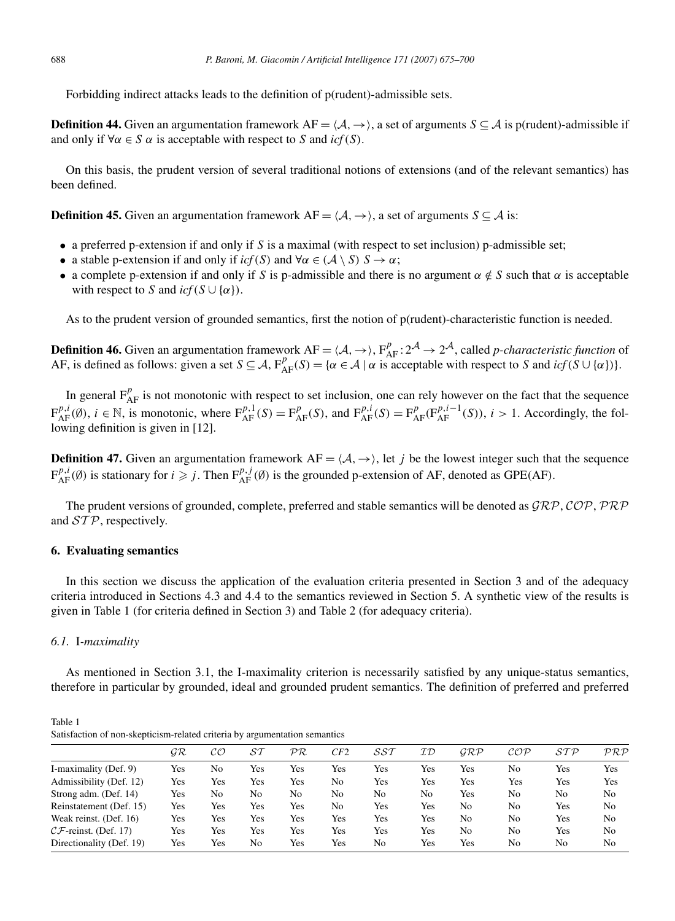Forbidding indirect attacks leads to the definition of p(rudent)-admissible sets.

**Definition 44.** Given an argumentation framework $\mathrm{AF} = \langle \mathcal{A}, \rightarrow \rangle$, a set of arguments $S \subseteq \mathcal{A}$ is p(rudent)-admissible if and only if $\forall \alpha \in S$ $\alpha$ is acceptable with respect to $S$ and $icf(S)$.

On this basis, the prudent version of several traditional notions of extensions (and of the relevant semantics) has been defined.

**Definition 45.** Given an argumentation framework $\mathrm{AF} = \langle \mathcal{A}, \rightarrow \rangle$, a set of arguments $S \subseteq \mathcal{A}$ is:

- a preferred p-extension if and only if $S$ is a maximal (with respect to set inclusion) p-admissible set;
- a stable p-extension if and only if $icf(S)$ and $\forall \alpha \in (\mathcal{A} \setminus S)$ $S \rightarrow \alpha$;
- a complete p-extension if and only if $S$ is p-admissible and there is no argument $\alpha \notin S$ such that $\alpha$ is acceptable with respect to $S$ and $icf(S \cup \{\alpha\})$.

As to the prudent version of grounded semantics, first the notion of p(rudent)-characteristic function is needed.

**Definition 46.** Given an argumentation framework $\mathrm{AF} = \langle \mathcal{A}, \rightarrow \rangle$, $\mathrm{F}^p_{\mathrm{AF}} : 2^{\mathcal{A}} \rightarrow 2^{\mathcal{A}}$, called *p-characteristic function* of AF, is defined as follows: given a set $S \subseteq \mathcal{A}$, $\mathrm{F}^p_{\mathrm{AF}}(S) = \{\alpha \in \mathcal{A} \mid \alpha$ is acceptable with respect to $S$ and $icf(S \cup \{\alpha\})\}$.

In general $\mathrm{F}^p_{\mathrm{AF}}$ is not monotonic with respect to set inclusion, one can rely however on the fact that the sequence $\mathrm{F}^{p,i}_{\mathrm{AF}}(\emptyset)$, $i \in \mathbb{N}$, is monotonic, where $\mathrm{F}^{p,1}_{\mathrm{AF}}(S) = \mathrm{F}^p_{\mathrm{AF}}(S)$, and $\mathrm{F}^{p,i}_{\mathrm{AF}}(S) = \mathrm{F}^p_{\mathrm{AF}}(\mathrm{F}^{p,i-1}_{\mathrm{AF}}(S))$, $i > 1$. Accordingly, the following definition is given in [12].

**Definition 47.** Given an argumentation framework $\mathrm{AF} = \langle \mathcal{A}, \rightarrow \rangle$, let $j$ be the lowest integer such that the sequence $\mathrm{F}^{p,i}_{\mathrm{AF}}(\emptyset)$ is stationary for $i \geqslant j$. Then $\mathrm{F}^{p,j}_{\mathrm{AF}}(\emptyset)$ is the grounded p-extension of AF, denoted as GPE(AF).

The prudent versions of grounded, complete, preferred and stable semantics will be denoted as $\mathcal{GRP}$, $\mathcal{COP}$, $\mathcal{PRP}$ and $\mathcal{STP}$, respectively.

## 6. Evaluating semantics

In this section we discuss the application of the evaluation criteria presented in Section 3 and of the adequacy criteria introduced in Sections 4.3 and 4.4 to the semantics reviewed in Section 5. A synthetic view of the results is given in Table 1 (for criteria defined in Section 3) and Table 2 (for adequacy criteria).

### 6.1. I-*maximality*

As mentioned in Section 3.1, the I-maximality criterion is necessarily satisfied by any unique-status semantics, therefore in particular by grounded, ideal and grounded prudent semantics. The definition of preferred and preferred

Table 1
Satisfaction of non-skepticism-related criteria by argumentation semantics

| | $\mathcal{GR}$ | $\mathcal{CO}$ | $\mathcal{ST}$ | $\mathcal{PR}$ | $\mathcal{CF}2$ | $\mathcal{SST}$ | $\mathcal{ID}$ | $\mathcal{GRP}$ | $\mathcal{COP}$ | $\mathcal{STP}$ | $\mathcal{PRP}$ |
|---|---|---|---|---|---|---|---|---|---|---|---|
| I-maximality (Def. 9) | Yes | No | Yes | Yes | Yes | Yes | Yes | Yes | No | Yes | Yes |
| Admissibility (Def. 12) | Yes | Yes | Yes | Yes | No | Yes | Yes | Yes | Yes | Yes | Yes |
| Strong adm. (Def. 14) | Yes | No | No | No | No | No | No | Yes | No | No | No |
| Reinstatement (Def. 15) | Yes | Yes | Yes | Yes | No | Yes | Yes | No | No | Yes | No |
| Weak reinst. (Def. 16) | Yes | Yes | Yes | Yes | Yes | Yes | Yes | No | No | Yes | No |
| $\mathcal{CF}$-reinst. (Def. 17) | Yes | Yes | Yes | Yes | Yes | Yes | Yes | No | No | Yes | No |
| Directionality (Def. 19) | Yes | Yes | No | Yes | Yes | No | Yes | Yes | No | No | No |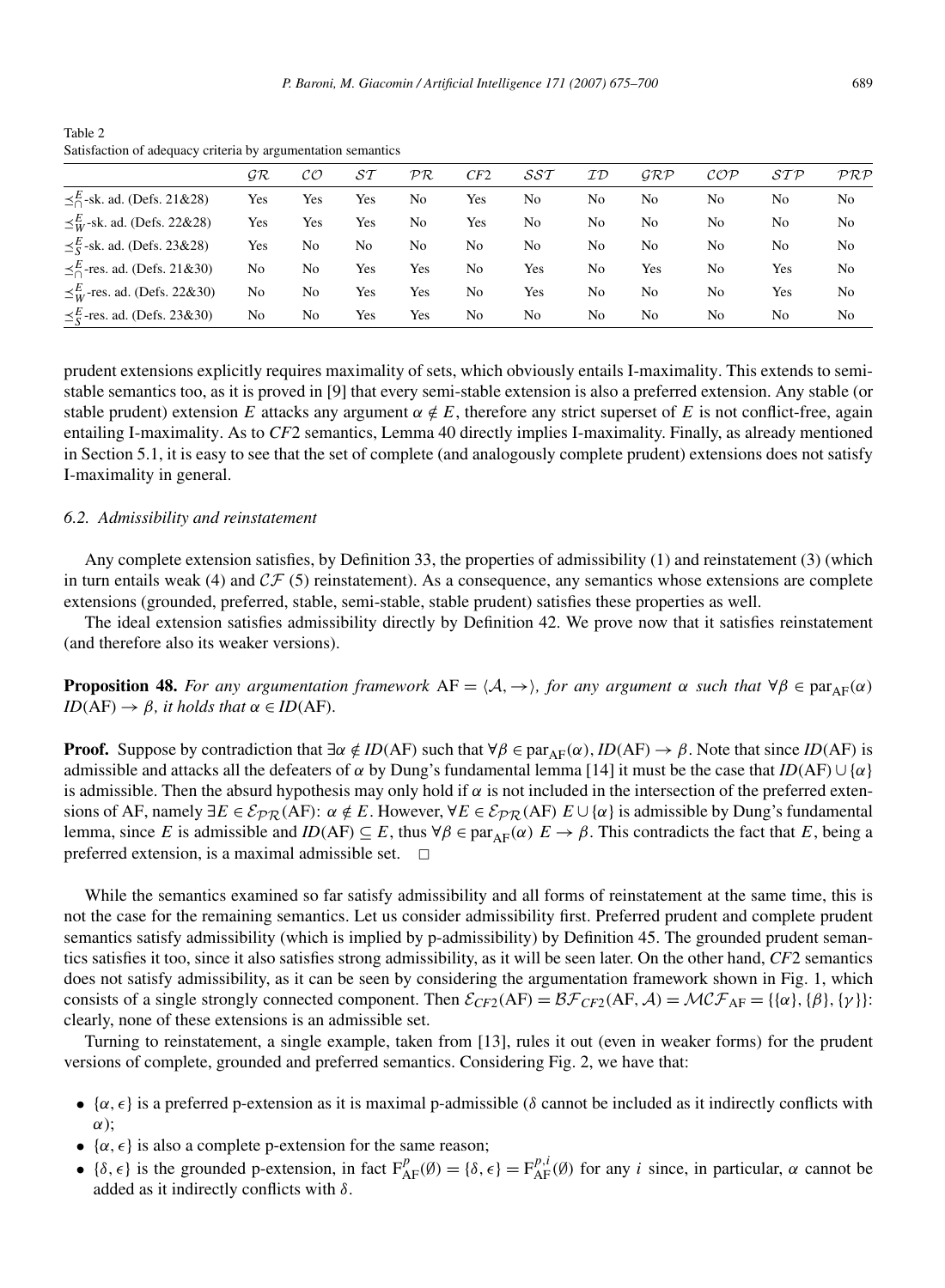Table 2
Satisfaction of adequacy criteria by argumentation semantics

| | $\mathcal{GR}$ | $\mathcal{CO}$ | $\mathcal{ST}$ | $\mathcal{PR}$ | $\mathcal{CF}2$ | $\mathcal{SST}$ | $\mathcal{ID}$ | $\mathcal{GRP}$ | $\mathcal{COP}$ | $\mathcal{STP}$ | $\mathcal{PRP}$ |
|---|---|---|---|---|---|---|---|---|---|---|---|
| $\preceq^E_\cap$-sk. ad. (Defs. 21&28) | Yes | Yes | Yes | No | Yes | No | No | No | No | No | No |
| $\preceq^E_W$-sk. ad. (Defs. 22&28) | Yes | Yes | Yes | No | Yes | No | No | No | No | No | No |
| $\preceq^E_S$-sk. ad. (Defs. 23&28) | Yes | No | No | No | No | No | No | No | No | No | No |
| $\preceq^E_\cap$-res. ad. (Defs. 21&30) | No | No | Yes | Yes | No | Yes | No | Yes | No | Yes | No |
| $\preceq^E_W$-res. ad. (Defs. 22&30) | No | No | Yes | Yes | No | Yes | No | No | No | Yes | No |
| $\preceq^E_S$-res. ad. (Defs. 23&30) | No | No | Yes | Yes | No | No | No | No | No | No | No |

prudent extensions explicitly requires maximality of sets, which obviously entails I-maximality. This extends to semi-stable semantics too, as it is proved in [9] that every semi-stable extension is also a preferred extension. Any stable (or stable prudent) extension $E$ attacks any argument $\alpha \notin E$, therefore any strict superset of $E$ is not conflict-free, again entailing I-maximality. As to *CF*2 semantics, Lemma 40 directly implies I-maximality. Finally, as already mentioned in Section 5.1, it is easy to see that the set of complete (and analogously complete prudent) extensions does not satisfy I-maximality in general.

### 6.2. Admissibility and reinstatement

Any complete extension satisfies, by Definition 33, the properties of admissibility (1) and reinstatement (3) (which in turn entails weak (4) and $\mathcal{CF}$ (5) reinstatement). As a consequence, any semantics whose extensions are complete extensions (grounded, preferred, stable, semi-stable, stable prudent) satisfies these properties as well.

The ideal extension satisfies admissibility directly by Definition 42. We prove now that it satisfies reinstatement (and therefore also its weaker versions).

**Proposition 48.** *For any argumentation framework* $\mathrm{AF} = \langle \mathcal{A}, \rightarrow \rangle$*, for any argument* $\alpha$ *such that* $\forall \beta \in \mathrm{par}_{\mathrm{AF}}(\alpha)$ $ID(\mathrm{AF}) \rightarrow \beta$*, it holds that* $\alpha \in ID(\mathrm{AF})$*.*

**Proof.** Suppose by contradiction that $\exists \alpha \notin ID(\mathrm{AF})$ such that $\forall \beta \in \mathrm{par}_{\mathrm{AF}}(\alpha)$, $ID(\mathrm{AF}) \rightarrow \beta$. Note that since $ID(\mathrm{AF})$ is admissible and attacks all the defeaters of $\alpha$ by Dung's fundamental lemma [14] it must be the case that $ID(\mathrm{AF}) \cup \{\alpha\}$ is admissible. Then the absurd hypothesis may only hold if $\alpha$ is not included in the intersection of the preferred extensions of AF, namely $\exists E \in \mathcal{E}_{\mathcal{PR}}(\mathrm{AF})$: $\alpha \notin E$. However, $\forall E \in \mathcal{E}_{\mathcal{PR}}(\mathrm{AF})$ $E \cup \{\alpha\}$ is admissible by Dung's fundamental lemma, since $E$ is admissible and $ID(\mathrm{AF}) \subseteq E$, thus $\forall \beta \in \mathrm{par}_{\mathrm{AF}}(\alpha)$ $E \rightarrow \beta$. This contradicts the fact that $E$, being a preferred extension, is a maximal admissible set. $\square$

While the semantics examined so far satisfy admissibility and all forms of reinstatement at the same time, this is not the case for the remaining semantics. Let us consider admissibility first. Preferred prudent and complete prudent semantics satisfy admissibility (which is implied by p-admissibility) by Definition 45. The grounded prudent semantics satisfies it too, since it also satisfies strong admissibility, as it will be seen later. On the other hand, *CF*2 semantics does not satisfy admissibility, as it can be seen by considering the argumentation framework shown in Fig. 1, which consists of a single strongly connected component. Then $\mathcal{E}_{CF2}(\mathrm{AF}) = \mathcal{BF}_{CF2}(\mathrm{AF}, \mathcal{A}) = \mathcal{MCF}_{\mathrm{AF}} = \{\{\alpha\}, \{\beta\}, \{\gamma\}\}$: clearly, none of these extensions is an admissible set.

Turning to reinstatement, a single example, taken from [13], rules it out (even in weaker forms) for the prudent versions of complete, grounded and preferred semantics. Considering Fig. 2, we have that:

- $\{\alpha, \epsilon\}$ is a preferred p-extension as it is maximal p-admissible ($\delta$ cannot be included as it indirectly conflicts with $\alpha$);
- $\{\alpha, \epsilon\}$ is also a complete p-extension for the same reason;
- $\{\delta, \epsilon\}$ is the grounded p-extension, in fact $\mathrm{F}^p_{\mathrm{AF}}(\emptyset) = \{\delta, \epsilon\} = \mathrm{F}^{p,i}_{\mathrm{AF}}(\emptyset)$ for any $i$ since, in particular, $\alpha$ cannot be added as it indirectly conflicts with $\delta$.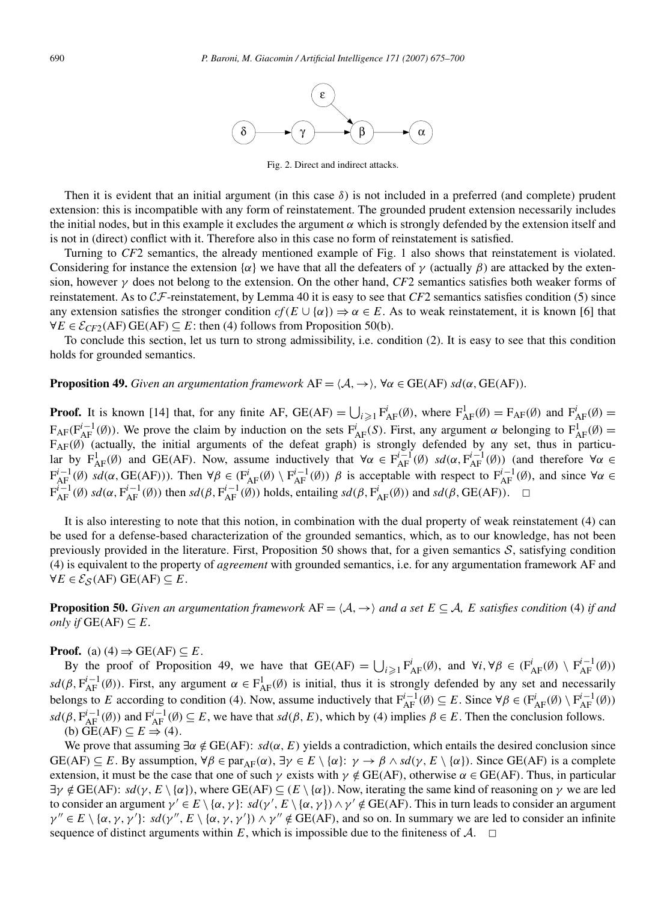Fig. 2. Direct and indirect attacks.

Then it is evident that an initial argument (in this case $\delta$) is not included in a preferred (and complete) prudent extension: this is incompatible with any form of reinstatement. The grounded prudent extension necessarily includes the initial nodes, but in this example it excludes the argument $\alpha$ which is strongly defended by the extension itself and is not in (direct) conflict with it. Therefore also in this case no form of reinstatement is satisfied.

Turning to *CF*2 semantics, the already mentioned example of Fig. 1 also shows that reinstatement is violated. Considering for instance the extension $\{\alpha\}$ we have that all the defeaters of $\gamma$ (actually $\beta$) are attacked by the extension, however $\gamma$ does not belong to the extension. On the other hand, *CF*2 semantics satisfies both weaker forms of reinstatement. As to $\mathcal{CF}$-reinstatement, by Lemma 40 it is easy to see that *CF*2 semantics satisfies condition (5) since any extension satisfies the stronger condition $cf(E \cup \{\alpha\}) \Rightarrow \alpha \in E$. As to weak reinstatement, it is known [6] that $\forall E \in \mathcal{E}_{CF2}(\mathrm{AF})\, \mathrm{GE}(\mathrm{AF}) \subseteq E$: then (4) follows from Proposition 50(b).

To conclude this section, let us turn to strong admissibility, i.e. condition (2). It is easy to see that this condition holds for grounded semantics.

**Proposition 49.** *Given an argumentation framework* $\mathrm{AF} = \langle \mathcal{A}, \rightarrow \rangle$, $\forall \alpha \in \mathrm{GE}(\mathrm{AF})\ sd(\alpha, \mathrm{GE}(\mathrm{AF}))$.

**Proof.** It is known [14] that, for any finite AF, $\mathrm{GE}(\mathrm{AF}) = \bigcup_{i \geqslant 1} \mathrm{F}^i_{\mathrm{AF}}(\emptyset)$, where $\mathrm{F}^1_{\mathrm{AF}}(\emptyset) = \mathrm{F}_{\mathrm{AF}}(\emptyset)$ and $\mathrm{F}^i_{\mathrm{AF}}(\emptyset) = \mathrm{F}_{\mathrm{AF}}(\mathrm{F}^{i-1}_{\mathrm{AF}}(\emptyset))$. We prove the claim by induction on the sets $\mathrm{F}^i_{\mathrm{AF}}(S)$. First, any argument $\alpha$ belonging to $\mathrm{F}^1_{\mathrm{AF}}(\emptyset) = \mathrm{F}_{\mathrm{AF}}(\emptyset)$ (actually, the initial arguments of the defeat graph) is strongly defended by any set, thus in particular by $\mathrm{F}^1_{\mathrm{AF}}(\emptyset)$ and $\mathrm{GE}(\mathrm{AF})$. Now, assume inductively that $\forall \alpha \in \mathrm{F}^{i-1}_{\mathrm{AF}}(\emptyset)\ sd(\alpha, \mathrm{F}^{i-1}_{\mathrm{AF}}(\emptyset))$ (and therefore $\forall \alpha \in \mathrm{F}^{i-1}_{\mathrm{AF}}(\emptyset)\ sd(\alpha, \mathrm{GE}(\mathrm{AF}))$). Then $\forall \beta \in (\mathrm{F}^i_{\mathrm{AF}}(\emptyset) \setminus \mathrm{F}^{i-1}_{\mathrm{AF}}(\emptyset))$ $\beta$ is acceptable with respect to $\mathrm{F}^{i-1}_{\mathrm{AF}}(\emptyset)$, and since $\forall \alpha \in \mathrm{F}^{i-1}_{\mathrm{AF}}(\emptyset)\ sd(\alpha, \mathrm{F}^{i-1}_{\mathrm{AF}}(\emptyset))$ then $sd(\beta, \mathrm{F}^{i-1}_{\mathrm{AF}}(\emptyset))$ holds, entailing $sd(\beta, \mathrm{F}^i_{\mathrm{AF}}(\emptyset))$ and $sd(\beta, \mathrm{GE}(\mathrm{AF}))$. $\square$

It is also interesting to note that this notion, in combination with the dual property of weak reinstatement (4) can be used for a defense-based characterization of the grounded semantics, which, as to our knowledge, has not been previously provided in the literature. First, Proposition 50 shows that, for a given semantics $\mathcal{S}$, satisfying condition (4) is equivalent to the property of *agreement* with grounded semantics, i.e. for any argumentation framework AF and $\forall E \in \mathcal{E}_{\mathcal{S}}(\mathrm{AF})\ \mathrm{GE}(\mathrm{AF}) \subseteq E$.

**Proposition 50.** *Given an argumentation framework* $\mathrm{AF} = \langle \mathcal{A}, \rightarrow \rangle$ *and a set* $E \subseteq \mathcal{A}$, *E satisfies condition* (4) *if and only if* $\mathrm{GE}(\mathrm{AF}) \subseteq E$.

**Proof.** (a) (4) $\Rightarrow \mathrm{GE}(\mathrm{AF}) \subseteq E$.

By the proof of Proposition 49, we have that $\mathrm{GE}(\mathrm{AF}) = \bigcup_{i \geqslant 1} \mathrm{F}^i_{\mathrm{AF}}(\emptyset)$, and $\forall i, \forall \beta \in (\mathrm{F}^i_{\mathrm{AF}}(\emptyset) \setminus \mathrm{F}^{i-1}_{\mathrm{AF}}(\emptyset))$ $sd(\beta, \mathrm{F}^{i-1}_{\mathrm{AF}}(\emptyset))$. First, any argument $\alpha \in \mathrm{F}^1_{\mathrm{AF}}(\emptyset)$ is initial, thus it is strongly defended by any set and necessarily belongs to $E$ according to condition (4). Now, assume inductively that $\mathrm{F}^{i-1}_{\mathrm{AF}}(\emptyset) \subseteq E$. Since $\forall \beta \in (\mathrm{F}^i_{\mathrm{AF}}(\emptyset) \setminus \mathrm{F}^{i-1}_{\mathrm{AF}}(\emptyset))$ $sd(\beta, \mathrm{F}^{i-1}_{\mathrm{AF}}(\emptyset))$ and $\mathrm{F}^{i-1}_{\mathrm{AF}}(\emptyset) \subseteq E$, we have that $sd(\beta, E)$, which by (4) implies $\beta \in E$. Then the conclusion follows.

(b) $\mathrm{GE}(\mathrm{AF}) \subseteq E \Rightarrow$ (4).

We prove that assuming $\exists \alpha \notin \mathrm{GE}(\mathrm{AF})$: $sd(\alpha, E)$ yields a contradiction, which entails the desired conclusion since $\mathrm{GE}(\mathrm{AF}) \subseteq E$. By assumption, $\forall \beta \in \mathrm{par}_{\mathrm{AF}}(\alpha)$, $\exists \gamma \in E \setminus \{\alpha\}$: $\gamma \rightarrow \beta \wedge sd(\gamma, E \setminus \{\alpha\})$. Since $\mathrm{GE}(\mathrm{AF})$ is a complete extension, it must be the case that one of such $\gamma$ exists with $\gamma \notin \mathrm{GE}(\mathrm{AF})$, otherwise $\alpha \in \mathrm{GE}(\mathrm{AF})$. Thus, in particular $\exists \gamma \notin \mathrm{GE}(\mathrm{AF})$: $sd(\gamma, E \setminus \{\alpha\})$, where $\mathrm{GE}(\mathrm{AF}) \subseteq (E \setminus \{\alpha\})$. Now, iterating the same kind of reasoning on $\gamma$ we are led to consider an argument $\gamma' \in E \setminus \{\alpha, \gamma\}$: $sd(\gamma', E \setminus \{\alpha, \gamma\}) \wedge \gamma' \notin \mathrm{GE}(\mathrm{AF})$. This in turn leads to consider an argument $\gamma'' \in E \setminus \{\alpha, \gamma, \gamma'\}$: $sd(\gamma'', E \setminus \{\alpha, \gamma, \gamma'\}) \wedge \gamma'' \notin \mathrm{GE}(\mathrm{AF})$, and so on. In summary we are led to consider an infinite sequence of distinct arguments within $E$, which is impossible due to the finiteness of $\mathcal{A}$. $\square$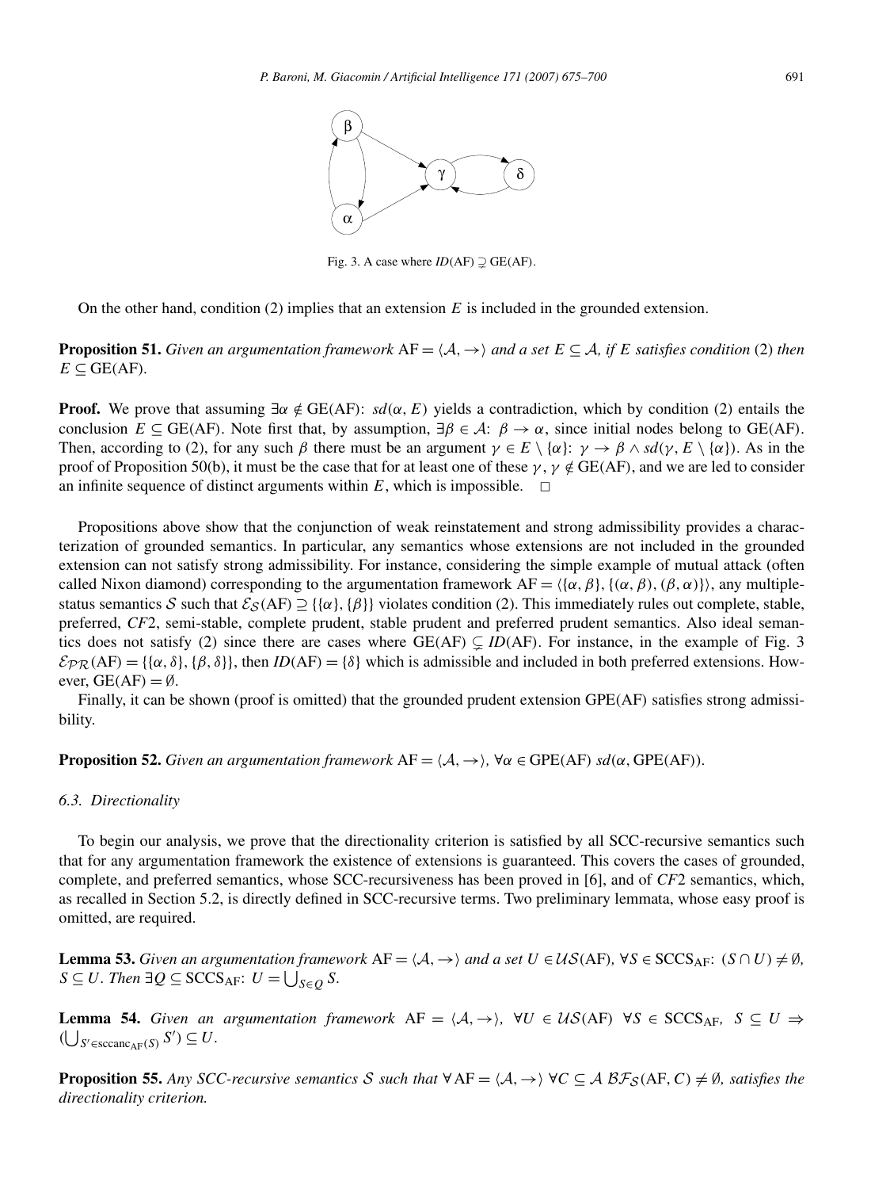Fig. 3. A case where $ID(\mathrm{AF}) \supsetneq \mathrm{GE}(\mathrm{AF})$.

On the other hand, condition (2) implies that an extension $E$ is included in the grounded extension.

**Proposition 51.** *Given an argumentation framework* $\mathrm{AF} = \langle \mathcal{A}, \rightarrow \rangle$ *and a set* $E \subseteq \mathcal{A}$*, if* $E$ *satisfies condition* (2) *then* $E \subseteq \mathrm{GE}(\mathrm{AF})$.

**Proof.** We prove that assuming $\exists \alpha \notin \mathrm{GE}(\mathrm{AF})$: $sd(\alpha, E)$ yields a contradiction, which by condition (2) entails the conclusion $E \subseteq \mathrm{GE}(\mathrm{AF})$. Note first that, by assumption, $\exists \beta \in \mathcal{A}$: $\beta \rightarrow \alpha$, since initial nodes belong to $\mathrm{GE}(\mathrm{AF})$. Then, according to (2), for any such $\beta$ there must be an argument $\gamma \in E \setminus \{\alpha\}$: $\gamma \rightarrow \beta \wedge sd(\gamma, E \setminus \{\alpha\})$. As in the proof of Proposition 50(b), it must be the case that for at least one of these $\gamma$, $\gamma \notin \mathrm{GE}(\mathrm{AF})$, and we are led to consider an infinite sequence of distinct arguments within $E$, which is impossible. □

Propositions above show that the conjunction of weak reinstatement and strong admissibility provides a characterization of grounded semantics. In particular, any semantics whose extensions are not included in the grounded extension can not satisfy strong admissibility. For instance, considering the simple example of mutual attack (often called Nixon diamond) corresponding to the argumentation framework $\mathrm{AF} = \langle \{\alpha, \beta\}, \{(\alpha, \beta), (\beta, \alpha)\} \rangle$, any multiple-status semantics $\mathcal{S}$ such that $\mathcal{E}_{\mathcal{S}}(\mathrm{AF}) \supseteq \{\{\alpha\}, \{\beta\}\}$ violates condition (2). This immediately rules out complete, stable, preferred, *CF*2, semi-stable, complete prudent, stable prudent and preferred prudent semantics. Also ideal semantics does not satisfy (2) since there are cases where $\mathrm{GE}(\mathrm{AF}) \subsetneq ID(\mathrm{AF})$. For instance, in the example of Fig. 3 $\mathcal{E}_{\mathcal{PR}}(\mathrm{AF}) = \{\{\alpha, \delta\}, \{\beta, \delta\}\}$, then $ID(\mathrm{AF}) = \{\delta\}$ which is admissible and included in both preferred extensions. However, $\mathrm{GE}(\mathrm{AF}) = \emptyset$.

Finally, it can be shown (proof is omitted) that the grounded prudent extension GPE(AF) satisfies strong admissibility.

**Proposition 52.** *Given an argumentation framework* $\mathrm{AF} = \langle \mathcal{A}, \rightarrow \rangle$, $\forall \alpha \in \mathrm{GPE}(\mathrm{AF})$ $sd(\alpha, \mathrm{GPE}(\mathrm{AF}))$.

### *6.3. Directionality*

To begin our analysis, we prove that the directionality criterion is satisfied by all SCC-recursive semantics such that for any argumentation framework the existence of extensions is guaranteed. This covers the cases of grounded, complete, and preferred semantics, whose SCC-recursiveness has been proved in [6], and of *CF*2 semantics, which, as recalled in Section 5.2, is directly defined in SCC-recursive terms. Two preliminary lemmata, whose easy proof is omitted, are required.

**Lemma 53.** *Given an argumentation framework* $\mathrm{AF} = \langle \mathcal{A}, \rightarrow \rangle$ *and a set* $U \in \mathcal{US}(\mathrm{AF})$, $\forall S \in \mathrm{SCCS}_{\mathrm{AF}}$: $(S \cap U) \neq \emptyset$, $S \subseteq U$. *Then* $\exists Q \subseteq \mathrm{SCCS}_{\mathrm{AF}}$: $U = \bigcup_{S \in Q} S$.

**Lemma 54.** *Given an argumentation framework* $\mathrm{AF} = \langle \mathcal{A}, \rightarrow \rangle$, $\forall U \in \mathcal{US}(\mathrm{AF})$ $\forall S \in \mathrm{SCCS}_{\mathrm{AF}}$, $S \subseteq U \Rightarrow (\bigcup_{S' \in \mathrm{sccanc}_{\mathrm{AF}}(S)} S') \subseteq U$.

**Proposition 55.** *Any SCC-recursive semantics* $\mathcal{S}$ *such that* $\forall \mathrm{AF} = \langle \mathcal{A}, \rightarrow \rangle$ $\forall C \subseteq \mathcal{A}$ $\mathcal{BF}_{\mathcal{S}}(\mathrm{AF}, C) \neq \emptyset$*, satisfies the directionality criterion.*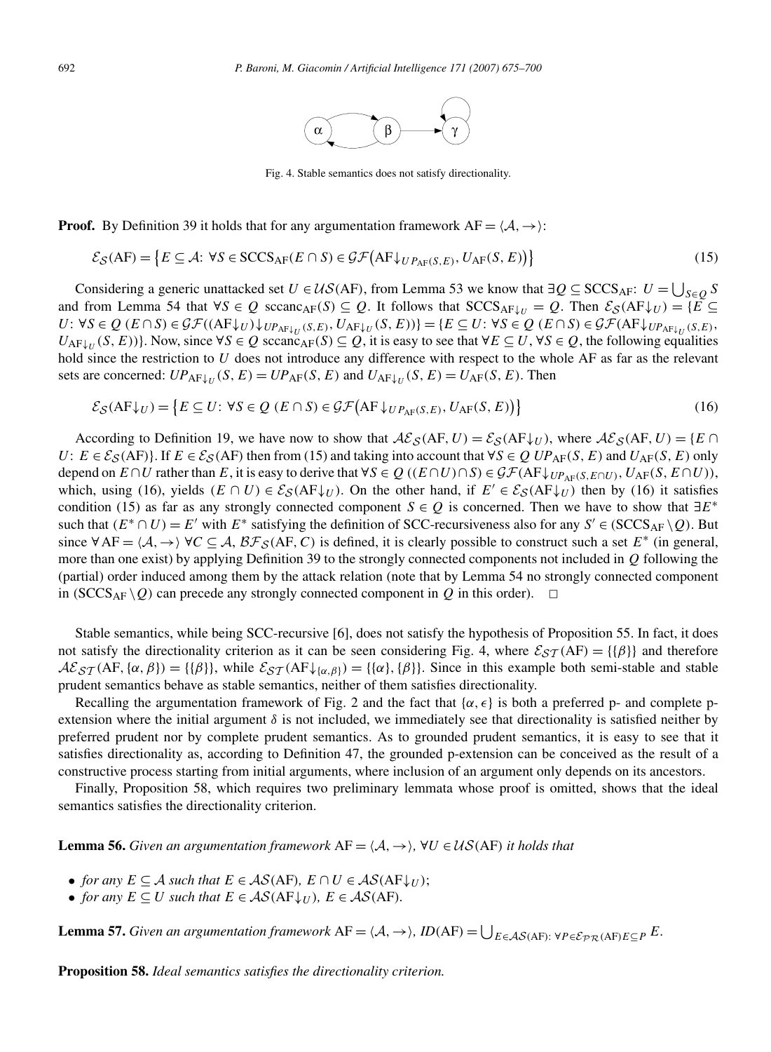Fig. 4. Stable semantics does not satisfy directionality.

**Proof.** By Definition 39 it holds that for any argumentation framework $\mathrm{AF} = \langle \mathcal{A}, \rightarrow \rangle$:

$$\mathcal{E}_{\mathcal{S}}(\mathrm{AF}) = \{E \subseteq \mathcal{A}\colon \forall S \in \mathrm{SCCS}_{\mathrm{AF}} (E \cap S) \in \mathcal{GF}(\mathrm{AF}{\downarrow}_{UP_{\mathrm{AF}}(S,E)}, U_{\mathrm{AF}}(S,E))\} \tag{15}$$

Considering a generic unattacked set $U \in \mathcal{US}(\mathrm{AF})$, from Lemma 53 we know that $\exists Q \subseteq \mathrm{SCCS}_{\mathrm{AF}}\colon U = \bigcup_{S \in Q} S$ and from Lemma 54 that $\forall S \in Q$ $\mathrm{sccanc}_{\mathrm{AF}}(S) \subseteq Q$. It follows that $\mathrm{SCCS}_{\mathrm{AF}{\downarrow}_U} = Q$. Then $\mathcal{E}_{\mathcal{S}}(\mathrm{AF}{\downarrow}_U) = \{E \subseteq U\colon \forall S \in Q\ (E \cap S) \in \mathcal{GF}((\mathrm{AF}{\downarrow}_U){\downarrow}_{UP_{\mathrm{AF}{\downarrow}_U}(S,E)}, U_{\mathrm{AF}{\downarrow}_U}(S,E))\} = \{E \subseteq U\colon \forall S \in Q\ (E \cap S) \in \mathcal{GF}(\mathrm{AF}{\downarrow}_{UP_{\mathrm{AF}{\downarrow}_U}(S,E)}, U_{\mathrm{AF}{\downarrow}_U}(S,E))\}$. Now, since $\forall S \in Q$ $\mathrm{sccanc}_{\mathrm{AF}}(S) \subseteq Q$, it is easy to see that $\forall E \subseteq U$, $\forall S \in Q$, the following equalities hold since the restriction to $U$ does not introduce any difference with respect to the whole AF as far as the relevant sets are concerned: $UP_{\mathrm{AF}{\downarrow}_U}(S,E) = UP_{\mathrm{AF}}(S,E)$ and $U_{\mathrm{AF}{\downarrow}_U}(S,E) = U_{\mathrm{AF}}(S,E)$. Then

$$\mathcal{E}_{\mathcal{S}}(\mathrm{AF}{\downarrow}_U) = \{E \subseteq U\colon \forall S \in Q\ (E \cap S) \in \mathcal{GF}(\mathrm{AF}{\downarrow}_{UP_{\mathrm{AF}}(S,E)}, U_{\mathrm{AF}}(S,E))\} \tag{16}$$

According to Definition 19, we have now to show that $\mathcal{AE}_{\mathcal{S}}(\mathrm{AF}, U) = \mathcal{E}_{\mathcal{S}}(\mathrm{AF}{\downarrow}_U)$, where $\mathcal{AE}_{\mathcal{S}}(\mathrm{AF}, U) = \{E \cap U\colon E \in \mathcal{E}_{\mathcal{S}}(\mathrm{AF})\}$. If $E \in \mathcal{E}_{\mathcal{S}}(\mathrm{AF})$ then from (15) and taking into account that $\forall S \in Q$ $UP_{\mathrm{AF}}(S,E)$ and $U_{\mathrm{AF}}(S,E)$ only depend on $E \cap U$ rather than $E$, it is easy to derive that $\forall S \in Q$ $((E \cap U) \cap S) \in \mathcal{GF}(\mathrm{AF}{\downarrow}_{UP_{\mathrm{AF}}(S, E\cap U)}, U_{\mathrm{AF}}(S, E \cap U))$, which, using (16), yields $(E \cap U) \in \mathcal{E}_{\mathcal{S}}(\mathrm{AF}{\downarrow}_U)$. On the other hand, if $E' \in \mathcal{E}_{\mathcal{S}}(\mathrm{AF}{\downarrow}_U)$ then by (16) it satisfies condition (15) as far as any strongly connected component $S \in Q$ is concerned. Then we have to show that $\exists E^*$ such that $(E^* \cap U) = E'$ with $E^*$ satisfying the definition of SCC-recursiveness also for any $S' \in (\mathrm{SCCS}_{\mathrm{AF}} \setminus Q)$. But since $\forall \mathrm{AF} = \langle \mathcal{A}, \rightarrow \rangle$ $\forall C \subseteq \mathcal{A}$, $\mathcal{BF}_{\mathcal{S}}(\mathrm{AF}, C)$ is defined, it is clearly possible to construct such a set $E^*$ (in general, more than one exist) by applying Definition 39 to the strongly connected components not included in $Q$ following the (partial) order induced among them by the attack relation (note that by Lemma 54 no strongly connected component in $(\mathrm{SCCS}_{\mathrm{AF}} \setminus Q)$ can precede any strongly connected component in $Q$ in this order). $\square$

Stable semantics, while being SCC-recursive [6], does not satisfy the hypothesis of Proposition 55. In fact, it does not satisfy the directionality criterion as it can be seen considering Fig. 4, where $\mathcal{E}_{\mathcal{ST}}(\mathrm{AF}) = \{\{\beta\}\}$ and therefore $\mathcal{AE}_{\mathcal{ST}}(\mathrm{AF}, \{\alpha, \beta\}) = \{\{\beta\}\}$, while $\mathcal{E}_{\mathcal{ST}}(\mathrm{AF}{\downarrow}_{\{\alpha,\beta\}}) = \{\{\alpha\}, \{\beta\}\}$. Since in this example both semi-stable and stable prudent semantics behave as stable semantics, neither of them satisfies directionality.

Recalling the argumentation framework of Fig. 2 and the fact that $\{\alpha, \epsilon\}$ is both a preferred p- and complete p-extension where the initial argument $\delta$ is not included, we immediately see that directionality is satisfied neither by preferred prudent nor by complete prudent semantics. As to grounded prudent semantics, it is easy to see that it satisfies directionality as, according to Definition 47, the grounded p-extension can be conceived as the result of a constructive process starting from initial arguments, where inclusion of an argument only depends on its ancestors.

Finally, Proposition 58, which requires two preliminary lemmata whose proof is omitted, shows that the ideal semantics satisfies the directionality criterion.

**Lemma 56.** *Given an argumentation framework $\mathrm{AF} = \langle \mathcal{A}, \rightarrow \rangle$, $\forall U \in \mathcal{US}(\mathrm{AF})$ it holds that*

- *for any $E \subseteq \mathcal{A}$ such that $E \in \mathcal{AS}(\mathrm{AF})$, $E \cap U \in \mathcal{AS}(\mathrm{AF}{\downarrow}_U)$;*
- *for any $E \subseteq U$ such that $E \in \mathcal{AS}(\mathrm{AF}{\downarrow}_U)$, $E \in \mathcal{AS}(\mathrm{AF})$.*

**Lemma 57.** *Given an argumentation framework $\mathrm{AF} = \langle \mathcal{A}, \rightarrow \rangle$, $ID(\mathrm{AF}) = \bigcup_{E \in \mathcal{AS}(\mathrm{AF})\colon \forall P \in \mathcal{E}_{\mathcal{PR}}(\mathrm{AF}) E \subseteq P} E$.*

**Proposition 58.** *Ideal semantics satisfies the directionality criterion.*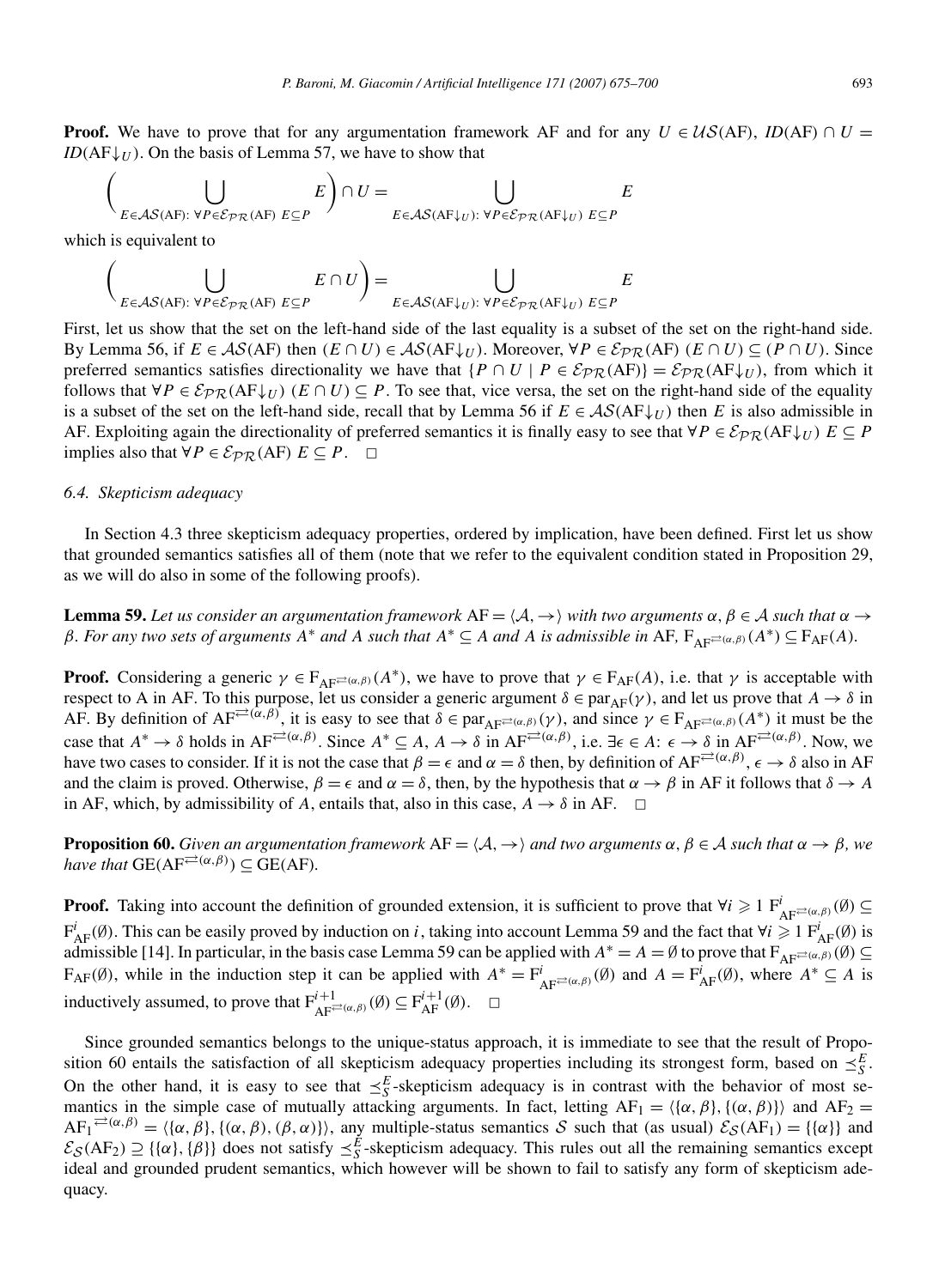**Proof.** We have to prove that for any argumentation framework AF and for any $U \in \mathcal{US}(\mathrm{AF})$, $ID(\mathrm{AF}) \cap U = ID(\mathrm{AF}{\downarrow_U})$. On the basis of Lemma 57, we have to show that

$$\left( \bigcup_{E \in \mathcal{AS}(\mathrm{AF}):\ \forall P \in \mathcal{E}_{\mathcal{PR}}(\mathrm{AF})\ E \subseteq P} E \right) \cap U = \bigcup_{E \in \mathcal{AS}(\mathrm{AF}{\downarrow_U}):\ \forall P \in \mathcal{E}_{\mathcal{PR}}(\mathrm{AF}{\downarrow_U})\ E \subseteq P} E$$

which is equivalent to

$$\left( \bigcup_{E \in \mathcal{AS}(\mathrm{AF}):\ \forall P \in \mathcal{E}_{\mathcal{PR}}(\mathrm{AF})\ E \subseteq P} E \cap U \right) = \bigcup_{E \in \mathcal{AS}(\mathrm{AF}{\downarrow_U}):\ \forall P \in \mathcal{E}_{\mathcal{PR}}(\mathrm{AF}{\downarrow_U})\ E \subseteq P} E$$

First, let us show that the set on the left-hand side of the last equality is a subset of the set on the right-hand side. By Lemma 56, if $E \in \mathcal{AS}(\mathrm{AF})$ then $(E \cap U) \in \mathcal{AS}(\mathrm{AF}{\downarrow_U})$. Moreover, $\forall P \in \mathcal{E}_{\mathcal{PR}}(\mathrm{AF})$ $(E \cap U) \subseteq (P \cap U)$. Since preferred semantics satisfies directionality we have that $\{P \cap U \mid P \in \mathcal{E}_{\mathcal{PR}}(\mathrm{AF})\} = \mathcal{E}_{\mathcal{PR}}(\mathrm{AF}{\downarrow_U})$, from which it follows that $\forall P \in \mathcal{E}_{\mathcal{PR}}(\mathrm{AF}{\downarrow_U})$ $(E \cap U) \subseteq P$. To see that, vice versa, the set on the right-hand side of the equality is a subset of the set on the left-hand side, recall that by Lemma 56 if $E \in \mathcal{AS}(\mathrm{AF}{\downarrow_U})$ then $E$ is also admissible in AF. Exploiting again the directionality of preferred semantics it is finally easy to see that $\forall P \in \mathcal{E}_{\mathcal{PR}}(\mathrm{AF}{\downarrow_U})$ $E \subseteq P$ implies also that $\forall P \in \mathcal{E}_{\mathcal{PR}}(\mathrm{AF})$ $E \subseteq P$. $\square$

### 6.4. Skepticism adequacy

In Section 4.3 three skepticism adequacy properties, ordered by implication, have been defined. First let us show that grounded semantics satisfies all of them (note that we refer to the equivalent condition stated in Proposition 29, as we will do also in some of the following proofs).

**Lemma 59.** *Let us consider an argumentation framework $\mathrm{AF} = \langle \mathcal{A}, \rightarrow \rangle$ with two arguments $\alpha, \beta \in \mathcal{A}$ such that $\alpha \rightarrow \beta$. For any two sets of arguments $A^*$ and $A$ such that $A^* \subseteq A$ and $A$ is admissible in* AF, $F_{\mathrm{AF}^{\rightleftarrows(\alpha,\beta)}}(A^*) \subseteq F_{\mathrm{AF}}(A)$.

**Proof.** Considering a generic $\gamma \in F_{\mathrm{AF}^{\rightleftarrows(\alpha,\beta)}}(A^*)$, we have to prove that $\gamma \in F_{\mathrm{AF}}(A)$, i.e. that $\gamma$ is acceptable with respect to A in AF. To this purpose, let us consider a generic argument $\delta \in \mathrm{par}_{\mathrm{AF}}(\gamma)$, and let us prove that $A \rightarrow \delta$ in AF. By definition of $\mathrm{AF}^{\rightleftarrows(\alpha,\beta)}$, it is easy to see that $\delta \in \mathrm{par}_{\mathrm{AF}^{\rightleftarrows(\alpha,\beta)}}(\gamma)$, and since $\gamma \in F_{\mathrm{AF}^{\rightleftarrows(\alpha,\beta)}}(A^*)$ it must be the case that $A^* \rightarrow \delta$ holds in $\mathrm{AF}^{\rightleftarrows(\alpha,\beta)}$. Since $A^* \subseteq A$, $A \rightarrow \delta$ in $\mathrm{AF}^{\rightleftarrows(\alpha,\beta)}$, i.e. $\exists \epsilon \in A$: $\epsilon \rightarrow \delta$ in $\mathrm{AF}^{\rightleftarrows(\alpha,\beta)}$. Now, we have two cases to consider. If it is not the case that $\beta = \epsilon$ and $\alpha = \delta$ then, by definition of $\mathrm{AF}^{\rightleftarrows(\alpha,\beta)}$, $\epsilon \rightarrow \delta$ also in AF and the claim is proved. Otherwise, $\beta = \epsilon$ and $\alpha = \delta$, then, by the hypothesis that $\alpha \rightarrow \beta$ in AF it follows that $\delta \rightarrow A$ in AF, which, by admissibility of $A$, entails that, also in this case, $A \rightarrow \delta$ in AF. $\square$

**Proposition 60.** *Given an argumentation framework $\mathrm{AF} = \langle \mathcal{A}, \rightarrow \rangle$ and two arguments $\alpha, \beta \in \mathcal{A}$ such that $\alpha \rightarrow \beta$, we have that* $\mathrm{GE}(\mathrm{AF}^{\rightleftarrows(\alpha,\beta)}) \subseteq \mathrm{GE}(\mathrm{AF})$.

**Proof.** Taking into account the definition of grounded extension, it is sufficient to prove that $\forall i \geqslant 1$ $F^i_{\mathrm{AF}^{\rightleftarrows(\alpha,\beta)}}(\emptyset) \subseteq F^i_{\mathrm{AF}}(\emptyset)$. This can be easily proved by induction on $i$, taking into account Lemma 59 and the fact that $\forall i \geqslant 1$ $F^i_{\mathrm{AF}}(\emptyset)$ is admissible [14]. In particular, in the basis case Lemma 59 can be applied with $A^* = A = \emptyset$ to prove that $F_{\mathrm{AF}^{\rightleftarrows(\alpha,\beta)}}(\emptyset) \subseteq F_{\mathrm{AF}}(\emptyset)$, while in the induction step it can be applied with $A^* = F^i_{\mathrm{AF}^{\rightleftarrows(\alpha,\beta)}}(\emptyset)$ and $A = F^i_{\mathrm{AF}}(\emptyset)$, where $A^* \subseteq A$ is inductively assumed, to prove that $F^{i+1}_{\mathrm{AF}^{\rightleftarrows(\alpha,\beta)}}(\emptyset) \subseteq F^{i+1}_{\mathrm{AF}}(\emptyset)$. $\square$

Since grounded semantics belongs to the unique-status approach, it is immediate to see that the result of Proposition 60 entails the satisfaction of all skepticism adequacy properties including its strongest form, based on $\preceq^E_S$. On the other hand, it is easy to see that $\preceq^E_S$-skepticism adequacy is in contrast with the behavior of most semantics in the simple case of mutually attacking arguments. In fact, letting $\mathrm{AF}_1 = \langle \{\alpha, \beta\}, \{(\alpha, \beta)\} \rangle$ and $\mathrm{AF}_2 = \mathrm{AF}_1{}^{\rightleftarrows(\alpha,\beta)} = \langle \{\alpha, \beta\}, \{(\alpha, \beta), (\beta, \alpha)\} \rangle$, any multiple-status semantics $\mathcal{S}$ such that (as usual) $\mathcal{E}_{\mathcal{S}}(\mathrm{AF}_1) = \{\{\alpha\}\}$ and $\mathcal{E}_{\mathcal{S}}(\mathrm{AF}_2) \supseteq \{\{\alpha\}, \{\beta\}\}$ does not satisfy $\preceq^E_S$-skepticism adequacy. This rules out all the remaining semantics except ideal and grounded prudent semantics, which however will be shown to fail to satisfy any form of skepticism adequacy.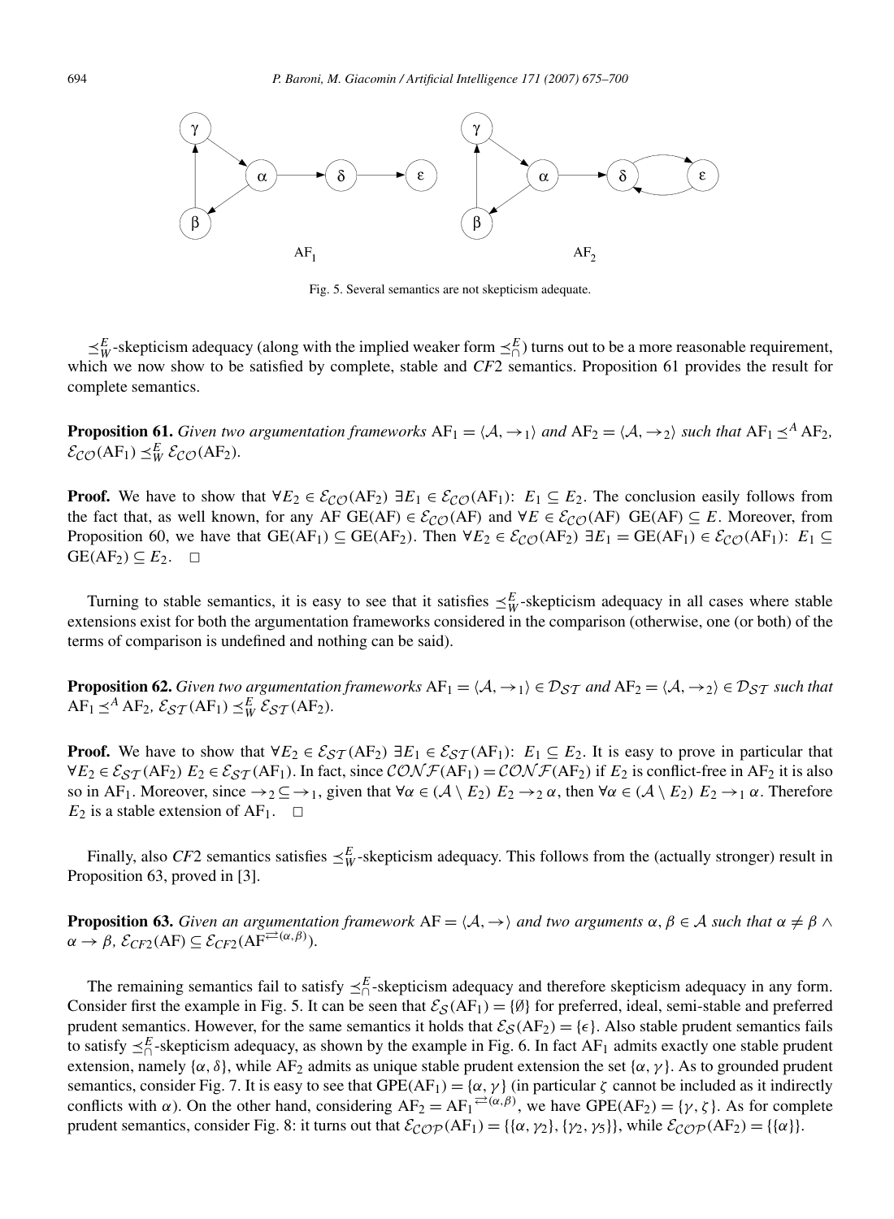Fig. 5. Several semantics are not skepticism adequate.

$\preceq_W^E$-skepticism adequacy (along with the implied weaker form $\preceq_\cap^E$) turns out to be a more reasonable requirement, which we now show to be satisfied by complete, stable and *CF*2 semantics. Proposition 61 provides the result for complete semantics.

**Proposition 61.** *Given two argumentation frameworks* $\mathrm{AF}_1 = \langle \mathcal{A}, \rightarrow_1 \rangle$ *and* $\mathrm{AF}_2 = \langle \mathcal{A}, \rightarrow_2 \rangle$ *such that* $\mathrm{AF}_1 \preceq^A \mathrm{AF}_2$, $\mathcal{E}_{\mathcal{CO}}(\mathrm{AF}_1) \preceq_W^E \mathcal{E}_{\mathcal{CO}}(\mathrm{AF}_2)$.

**Proof.** We have to show that $\forall E_2 \in \mathcal{E}_{\mathcal{CO}}(\mathrm{AF}_2)\ \exists E_1 \in \mathcal{E}_{\mathcal{CO}}(\mathrm{AF}_1)\colon\ E_1 \subseteq E_2$. The conclusion easily follows from the fact that, as well known, for any AF $\mathrm{GE(AF)} \in \mathcal{E}_{\mathcal{CO}}(\mathrm{AF})$ and $\forall E \in \mathcal{E}_{\mathcal{CO}}(\mathrm{AF})\ \ \mathrm{GE(AF)} \subseteq E$. Moreover, from Proposition 60, we have that $\mathrm{GE}(\mathrm{AF}_1) \subseteq \mathrm{GE}(\mathrm{AF}_2)$. Then $\forall E_2 \in \mathcal{E}_{\mathcal{CO}}(\mathrm{AF}_2)\ \exists E_1 = \mathrm{GE}(\mathrm{AF}_1) \in \mathcal{E}_{\mathcal{CO}}(\mathrm{AF}_1)\colon\ E_1 \subseteq \mathrm{GE}(\mathrm{AF}_2) \subseteq E_2$. □

Turning to stable semantics, it is easy to see that it satisfies $\preceq_W^E$-skepticism adequacy in all cases where stable extensions exist for both the argumentation frameworks considered in the comparison (otherwise, one (or both) of the terms of comparison is undefined and nothing can be said).

**Proposition 62.** *Given two argumentation frameworks* $\mathrm{AF}_1 = \langle \mathcal{A}, \rightarrow_1 \rangle \in \mathcal{D}_{\mathcal{ST}}$ *and* $\mathrm{AF}_2 = \langle \mathcal{A}, \rightarrow_2 \rangle \in \mathcal{D}_{\mathcal{ST}}$ *such that* $\mathrm{AF}_1 \preceq^A \mathrm{AF}_2$, $\mathcal{E}_{\mathcal{ST}}(\mathrm{AF}_1) \preceq_W^E \mathcal{E}_{\mathcal{ST}}(\mathrm{AF}_2)$.

**Proof.** We have to show that $\forall E_2 \in \mathcal{E}_{\mathcal{ST}}(\mathrm{AF}_2)\ \exists E_1 \in \mathcal{E}_{\mathcal{ST}}(\mathrm{AF}_1)\colon\ E_1 \subseteq E_2$. It is easy to prove in particular that $\forall E_2 \in \mathcal{E}_{\mathcal{ST}}(\mathrm{AF}_2)\ E_2 \in \mathcal{E}_{\mathcal{ST}}(\mathrm{AF}_1)$. In fact, since $\mathcal{CONF}(\mathrm{AF}_1) = \mathcal{CONF}(\mathrm{AF}_2)$ if $E_2$ is conflict-free in $\mathrm{AF}_2$ it is also so in $\mathrm{AF}_1$. Moreover, since $\rightarrow_2 \subseteq \rightarrow_1$, given that $\forall \alpha \in (\mathcal{A} \setminus E_2)\ E_2 \rightarrow_2 \alpha$, then $\forall \alpha \in (\mathcal{A} \setminus E_2)\ E_2 \rightarrow_1 \alpha$. Therefore $E_2$ is a stable extension of $\mathrm{AF}_1$. □

Finally, also *CF*2 semantics satisfies $\preceq_W^E$-skepticism adequacy. This follows from the (actually stronger) result in Proposition 63, proved in [3].

**Proposition 63.** *Given an argumentation framework* $\mathrm{AF} = \langle \mathcal{A}, \rightarrow \rangle$ *and two arguments* $\alpha, \beta \in \mathcal{A}$ *such that* $\alpha \neq \beta \wedge \alpha \rightarrow \beta$, $\mathcal{E}_{CF2}(\mathrm{AF}) \subseteq \mathcal{E}_{CF2}(\mathrm{AF}^{\rightleftarrows(\alpha,\beta)})$.

The remaining semantics fail to satisfy $\preceq_\cap^E$-skepticism adequacy and therefore skepticism adequacy in any form. Consider first the example in Fig. 5. It can be seen that $\mathcal{E}_{\mathcal{S}}(\mathrm{AF}_1) = \{\emptyset\}$ for preferred, ideal, semi-stable and preferred prudent semantics. However, for the same semantics it holds that $\mathcal{E}_{\mathcal{S}}(\mathrm{AF}_2) = \{\epsilon\}$. Also stable prudent semantics fails to satisfy $\preceq_\cap^E$-skepticism adequacy, as shown by the example in Fig. 6. In fact $\mathrm{AF}_1$ admits exactly one stable prudent extension, namely $\{\alpha, \delta\}$, while $\mathrm{AF}_2$ admits as unique stable prudent extension the set $\{\alpha, \gamma\}$. As to grounded prudent semantics, consider Fig. 7. It is easy to see that $\mathrm{GPE}(\mathrm{AF}_1) = \{\alpha, \gamma\}$ (in particular $\zeta$ cannot be included as it indirectly conflicts with $\alpha$). On the other hand, considering $\mathrm{AF}_2 = \mathrm{AF}_1^{\rightleftarrows(\alpha,\beta)}$, we have $\mathrm{GPE}(\mathrm{AF}_2) = \{\gamma, \zeta\}$. As for complete prudent semantics, consider Fig. 8: it turns out that $\mathcal{E}_{\mathcal{COP}}(\mathrm{AF}_1) = \{\{\alpha, \gamma_2\}, \{\gamma_2, \gamma_5\}\}$, while $\mathcal{E}_{\mathcal{COP}}(\mathrm{AF}_2) = \{\{\alpha\}\}$.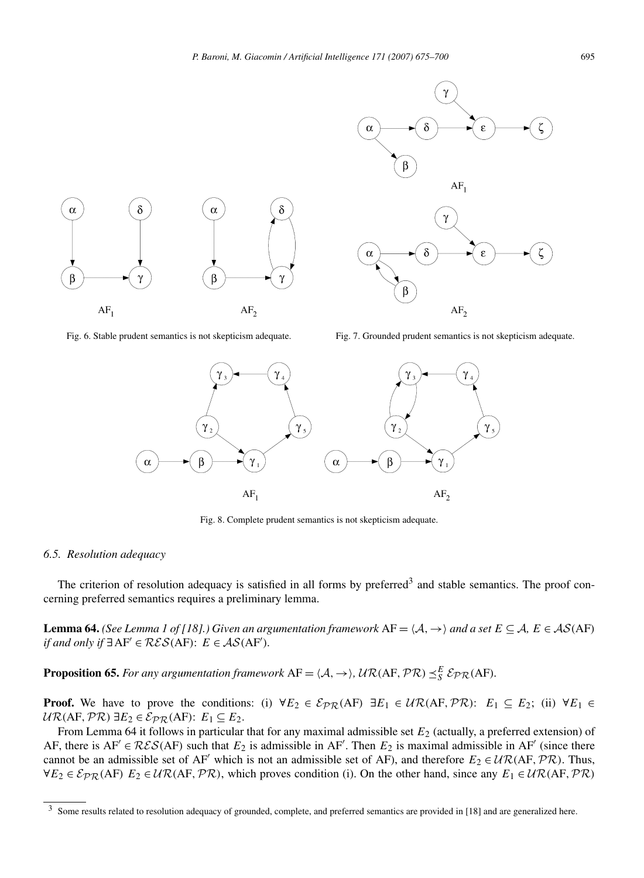Fig. 6. Stable prudent semantics is not skepticism adequate.

Fig. 7. Grounded prudent semantics is not skepticism adequate.

Fig. 8. Complete prudent semantics is not skepticism adequate.

### 6.5. Resolution adequacy

The criterion of resolution adequacy is satisfied in all forms by preferred[3] and stable semantics. The proof concerning preferred semantics requires a preliminary lemma.

**Lemma 64.** *(See Lemma 1 of [18].) Given an argumentation framework* $\mathrm{AF} = \langle \mathcal{A}, \rightarrow \rangle$ *and a set* $E \subseteq \mathcal{A}$, $E \in \mathcal{AS}(\mathrm{AF})$ *if and only if* $\exists\, \mathrm{AF}' \in \mathcal{RES}(\mathrm{AF})$: $E \in \mathcal{AS}(\mathrm{AF}')$.

**Proposition 65.** *For any argumentation framework* $\mathrm{AF} = \langle \mathcal{A}, \rightarrow \rangle$, $\mathcal{UR}(\mathrm{AF}, \mathcal{PR}) \preceq_S^E \mathcal{E}_{\mathcal{PR}}(\mathrm{AF})$.

**Proof.** We have to prove the conditions: (i) $\forall E_2 \in \mathcal{E}_{\mathcal{PR}}(\mathrm{AF})\ \exists E_1 \in \mathcal{UR}(\mathrm{AF}, \mathcal{PR})$: $E_1 \subseteq E_2$; (ii) $\forall E_1 \in \mathcal{UR}(\mathrm{AF}, \mathcal{PR})\ \exists E_2 \in \mathcal{E}_{\mathcal{PR}}(\mathrm{AF})$: $E_1 \subseteq E_2$.

From Lemma 64 it follows in particular that for any maximal admissible set $E_2$ (actually, a preferred extension) of AF, there is $\mathrm{AF}' \in \mathcal{RES}(\mathrm{AF})$ such that $E_2$ is admissible in $\mathrm{AF}'$. Then $E_2$ is maximal admissible in $\mathrm{AF}'$ (since there cannot be an admissible set of $\mathrm{AF}'$ which is not an admissible set of AF), and therefore $E_2 \in \mathcal{UR}(\mathrm{AF}, \mathcal{PR})$. Thus, $\forall E_2 \in \mathcal{E}_{\mathcal{PR}}(\mathrm{AF})\ E_2 \in \mathcal{UR}(\mathrm{AF}, \mathcal{PR})$, which proves condition (i). On the other hand, since any $E_1 \in \mathcal{UR}(\mathrm{AF}, \mathcal{PR})$

[3] Some results related to resolution adequacy of grounded, complete, and preferred semantics are provided in [18] and are generalized here.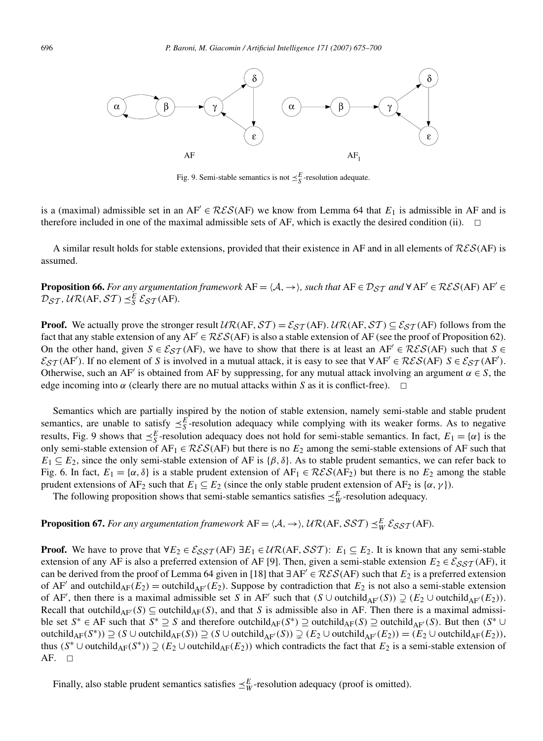Fig. 9. Semi-stable semantics is not $\preceq_S^E$-resolution adequate.

is a (maximal) admissible set in an $\mathrm{AF}' \in \mathcal{RES}(\mathrm{AF})$ we know from Lemma 64 that $E_1$ is admissible in AF and is therefore included in one of the maximal admissible sets of AF, which is exactly the desired condition (ii). $\square$

A similar result holds for stable extensions, provided that their existence in AF and in all elements of $\mathcal{RES}(\mathrm{AF})$ is assumed.

**Proposition 66.** *For any argumentation framework* $\mathrm{AF} = \langle \mathcal{A}, \rightarrow \rangle$*, such that* $\mathrm{AF} \in \mathcal{D}_{\mathcal{ST}}$ *and* $\forall\, \mathrm{AF}' \in \mathcal{RES}(\mathrm{AF})\ \mathrm{AF}' \in \mathcal{D}_{\mathcal{ST}}$*,* $\mathcal{UR}(\mathrm{AF}, \mathcal{ST}) \preceq_S^E \mathcal{E}_{\mathcal{ST}}(\mathrm{AF})$*.*

**Proof.** We actually prove the stronger result $\mathcal{UR}(\mathrm{AF}, \mathcal{ST}) = \mathcal{E}_{\mathcal{ST}}(\mathrm{AF})$. $\mathcal{UR}(\mathrm{AF}, \mathcal{ST}) \subseteq \mathcal{E}_{\mathcal{ST}}(\mathrm{AF})$ follows from the fact that any stable extension of any $\mathrm{AF}' \in \mathcal{RES}(\mathrm{AF})$ is also a stable extension of AF (see the proof of Proposition 62). On the other hand, given $S \in \mathcal{E}_{\mathcal{ST}}(\mathrm{AF})$, we have to show that there is at least an $\mathrm{AF}' \in \mathcal{RES}(\mathrm{AF})$ such that $S \in \mathcal{E}_{\mathcal{ST}}(\mathrm{AF}')$. If no element of $S$ is involved in a mutual attack, it is easy to see that $\forall\, \mathrm{AF}' \in \mathcal{RES}(\mathrm{AF})\ S \in \mathcal{E}_{\mathcal{ST}}(\mathrm{AF}')$. Otherwise, such an $\mathrm{AF}'$ is obtained from AF by suppressing, for any mutual attack involving an argument $\alpha \in S$, the edge incoming into $\alpha$ (clearly there are no mutual attacks within $S$ as it is conflict-free). $\square$

Semantics which are partially inspired by the notion of stable extension, namely semi-stable and stable prudent semantics, are unable to satisfy $\preceq_S^E$-resolution adequacy while complying with its weaker forms. As to negative results, Fig. 9 shows that $\preceq_S^E$-resolution adequacy does not hold for semi-stable semantics. In fact, $E_1 = \{\alpha\}$ is the only semi-stable extension of $\mathrm{AF}_1 \in \mathcal{RES}(\mathrm{AF})$ but there is no $E_2$ among the semi-stable extensions of AF such that $E_1 \subseteq E_2$, since the only semi-stable extension of AF is $\{\beta, \delta\}$. As to stable prudent semantics, we can refer back to Fig. 6. In fact, $E_1 = \{\alpha, \delta\}$ is a stable prudent extension of $\mathrm{AF}_1 \in \mathcal{RES}(\mathrm{AF}_2)$ but there is no $E_2$ among the stable prudent extensions of $\mathrm{AF}_2$ such that $E_1 \subseteq E_2$ (since the only stable prudent extension of $\mathrm{AF}_2$ is $\{\alpha, \gamma\}$).

The following proposition shows that semi-stable semantics satisfies $\preceq_W^E$-resolution adequacy.

**Proposition 67.** *For any argumentation framework* $\mathrm{AF} = \langle \mathcal{A}, \rightarrow \rangle$*,* $\mathcal{UR}(\mathrm{AF}, \mathcal{SST}) \preceq_W^E \mathcal{E}_{\mathcal{SST}}(\mathrm{AF})$*.*

**Proof.** We have to prove that $\forall E_2 \in \mathcal{E}_{\mathcal{SST}}(\mathrm{AF})\ \exists E_1 \in \mathcal{UR}(\mathrm{AF}, \mathcal{SST})$: $E_1 \subseteq E_2$. It is known that any semi-stable extension of any AF is also a preferred extension of AF [9]. Then, given a semi-stable extension $E_2 \in \mathcal{E}_{\mathcal{SST}}(\mathrm{AF})$, it can be derived from the proof of Lemma 64 given in [18] that $\exists\, \mathrm{AF}' \in \mathcal{RES}(\mathrm{AF})$ such that $E_2$ is a preferred extension of $\mathrm{AF}'$ and $\mathrm{outchild}_{\mathrm{AF}}(E_2) = \mathrm{outchild}_{\mathrm{AF}'}(E_2)$. Suppose by contradiction that $E_2$ is not also a semi-stable extension of $\mathrm{AF}'$, then there is a maximal admissible set $S$ in $\mathrm{AF}'$ such that $(S \cup \mathrm{outchild}_{\mathrm{AF}'}(S)) \supsetneq (E_2 \cup \mathrm{outchild}_{\mathrm{AF}'}(E_2))$. Recall that $\mathrm{outchild}_{\mathrm{AF}'}(S) \subseteq \mathrm{outchild}_{\mathrm{AF}}(S)$, and that $S$ is admissible also in AF. Then there is a maximal admissible set $S^* \in \mathrm{AF}$ such that $S^* \supseteq S$ and therefore $\mathrm{outchild}_{\mathrm{AF}}(S^*) \supseteq \mathrm{outchild}_{\mathrm{AF}}(S) \supseteq \mathrm{outchild}_{\mathrm{AF}'}(S)$. But then $(S^* \cup \mathrm{outchild}_{\mathrm{AF}}(S^*)) \supseteq (S \cup \mathrm{outchild}_{\mathrm{AF}}(S)) \supseteq (S \cup \mathrm{outchild}_{\mathrm{AF}'}(S)) \supsetneq (E_2 \cup \mathrm{outchild}_{\mathrm{AF}'}(E_2)) = (E_2 \cup \mathrm{outchild}_{\mathrm{AF}}(E_2))$, thus $(S^* \cup \mathrm{outchild}_{\mathrm{AF}}(S^*)) \supsetneq (E_2 \cup \mathrm{outchild}_{\mathrm{AF}}(E_2))$ which contradicts the fact that $E_2$ is a semi-stable extension of AF. $\square$

Finally, also stable prudent semantics satisfies $\preceq_W^E$-resolution adequacy (proof is omitted).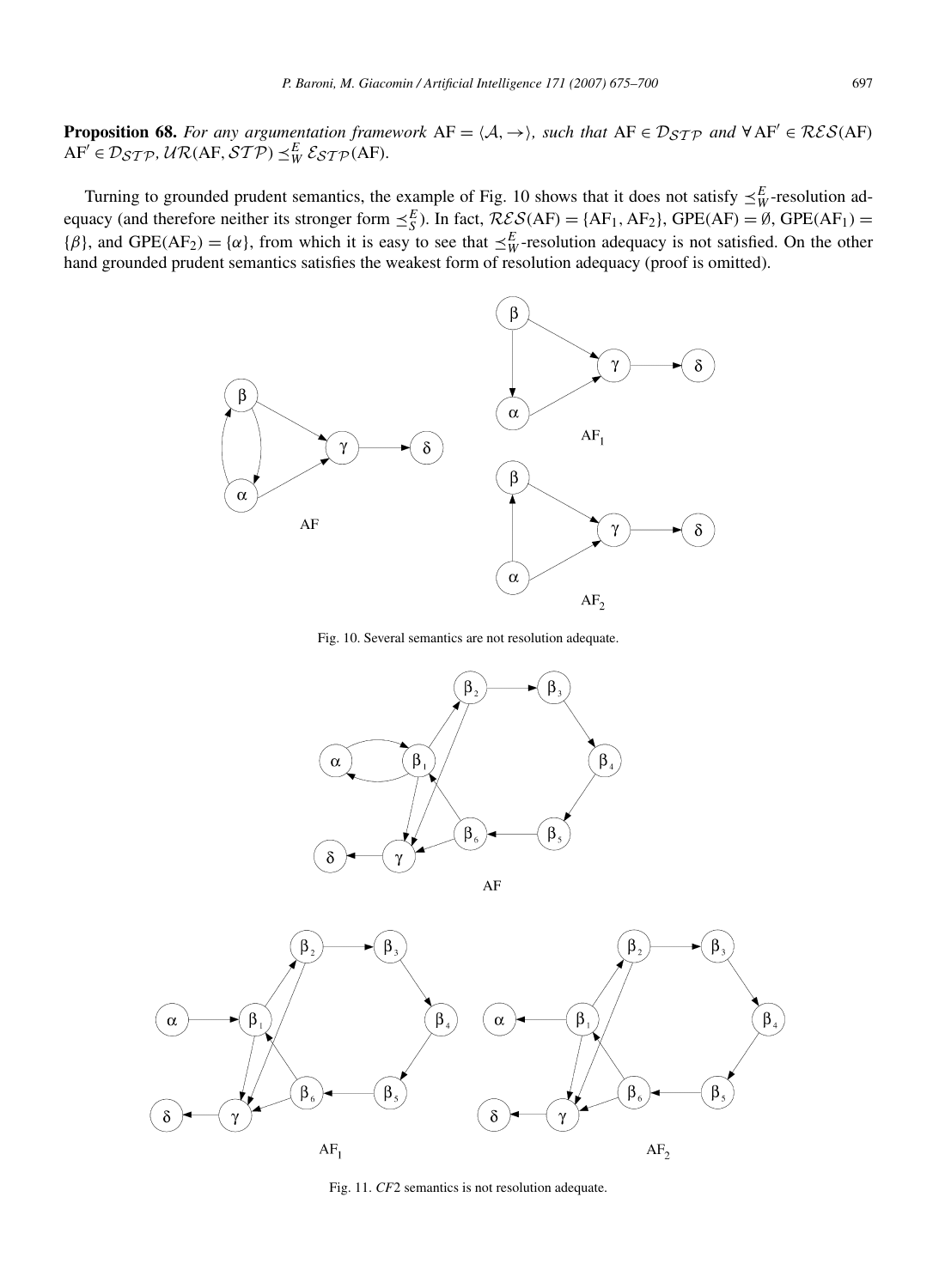**Proposition 68.** *For any argumentation framework* $\mathrm{AF} = \langle \mathcal{A}, \rightarrow \rangle$*, such that* $\mathrm{AF} \in \mathcal{D}_{\mathcal{STP}}$ *and* $\forall\, \mathrm{AF}' \in \mathcal{RES}(\mathrm{AF})$ $\mathrm{AF}' \in \mathcal{D}_{\mathcal{STP}}$*,* $\mathcal{UR}(\mathrm{AF}, \mathcal{STP}) \preceq^E_W \mathcal{E}_{\mathcal{STP}}(\mathrm{AF})$*.*

Turning to grounded prudent semantics, the example of Fig. 10 shows that it does not satisfy $\preceq^E_W$-resolution adequacy (and therefore neither its stronger form $\preceq^E_S$). In fact, $\mathcal{RES}(\mathrm{AF}) = \{\mathrm{AF}_1, \mathrm{AF}_2\}$, $\mathrm{GPE}(\mathrm{AF}) = \emptyset$, $\mathrm{GPE}(\mathrm{AF}_1) = \{\beta\}$, and $\mathrm{GPE}(\mathrm{AF}_2) = \{\alpha\}$, from which it is easy to see that $\preceq^E_W$-resolution adequacy is not satisfied. On the other hand grounded prudent semantics satisfies the weakest form of resolution adequacy (proof is omitted).

Fig. 10. Several semantics are not resolution adequate.

Fig. 11. *CF*2 semantics is not resolution adequate.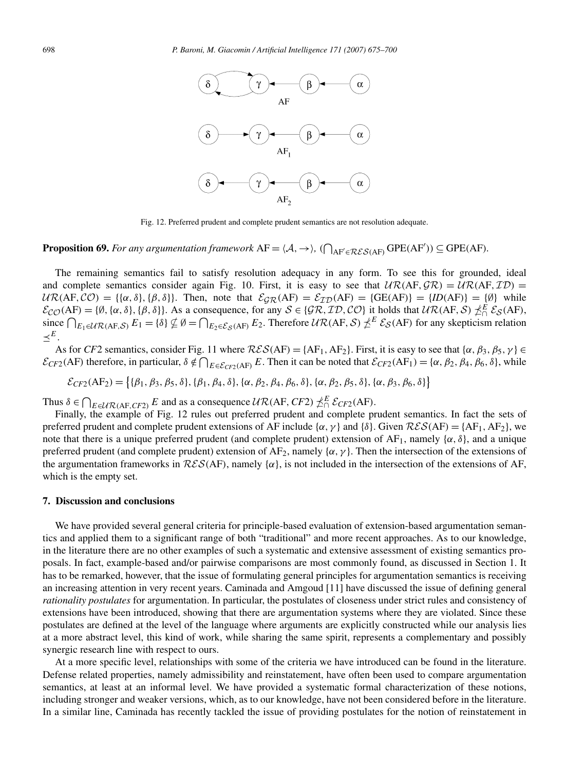Fig. 12. Preferred prudent and complete prudent semantics are not resolution adequate.

**Proposition 69.** *For any argumentation framework* $\mathrm{AF} = \langle \mathcal{A}, \rightarrow \rangle$, $(\bigcap_{\mathrm{AF}' \in \mathcal{RES}(\mathrm{AF})} \mathrm{GPE}(\mathrm{AF}')) \subseteq \mathrm{GPE}(\mathrm{AF})$.

The remaining semantics fail to satisfy resolution adequacy in any form. To see this for grounded, ideal and complete semantics consider again Fig. 10. First, it is easy to see that $\mathcal{UR}(\mathrm{AF}, \mathcal{GR}) = \mathcal{UR}(\mathrm{AF}, \mathcal{ID}) = \mathcal{UR}(\mathrm{AF}, \mathcal{CO}) = \{\{\alpha, \delta\}, \{\beta, \delta\}\}$. Then, note that $\mathcal{E}_{\mathcal{GR}}(\mathrm{AF}) = \mathcal{E}_{\mathcal{ID}}(\mathrm{AF}) = \{\mathrm{GE}(\mathrm{AF})\} = \{ID(\mathrm{AF})\} = \{\emptyset\}$ while $\mathcal{E}_{\mathcal{CO}}(\mathrm{AF}) = \{\emptyset, \{\alpha, \delta\}, \{\beta, \delta\}\}$. As a consequence, for any $\mathcal{S} \in \{\mathcal{GR}, \mathcal{ID}, \mathcal{CO}\}$ it holds that $\mathcal{UR}(\mathrm{AF}, \mathcal{S}) \npreceq^{E}_{\cap} \mathcal{E}_{\mathcal{S}}(\mathrm{AF})$, since $\bigcap_{E_1 \in \mathcal{UR}(\mathrm{AF}, \mathcal{S})} E_1 = \{\delta\} \nsubseteq \emptyset = \bigcap_{E_2 \in \mathcal{E}_{\mathcal{S}}(\mathrm{AF})} E_2$. Therefore $\mathcal{UR}(\mathrm{AF}, \mathcal{S}) \npreceq^{E} \mathcal{E}_{\mathcal{S}}(\mathrm{AF})$ for any skepticism relation $\preceq^{E}$.

As for *CF2* semantics, consider Fig. 11 where $\mathcal{RES}(\mathrm{AF}) = \{\mathrm{AF}_1, \mathrm{AF}_2\}$. First, it is easy to see that $\{\alpha, \beta_3, \beta_5, \gamma\} \in \mathcal{E}_{CF2}(\mathrm{AF})$ therefore, in particular, $\delta \notin \bigcap_{E \in \mathcal{E}_{CF2}(\mathrm{AF})} E$. Then it can be noted that $\mathcal{E}_{CF2}(\mathrm{AF}_1) = \{\alpha, \beta_2, \beta_4, \beta_6, \delta\}$, while

$$\mathcal{E}_{CF2}(\mathrm{AF}_2) = \big\{\{\beta_1, \beta_3, \beta_5, \delta\}, \{\beta_1, \beta_4, \delta\}, \{\alpha, \beta_2, \beta_4, \beta_6, \delta\}, \{\alpha, \beta_2, \beta_5, \delta\}, \{\alpha, \beta_3, \beta_6, \delta\}\big\}$$

Thus $\delta \in \bigcap_{E \in \mathcal{UR}(\mathrm{AF}, CF2)} E$ and as a consequence $\mathcal{UR}(\mathrm{AF}, CF2) \npreceq^{E}_{\cap} \mathcal{E}_{CF2}(\mathrm{AF})$.

Finally, the example of Fig. 12 rules out preferred prudent and complete prudent semantics. In fact the sets of preferred prudent and complete prudent extensions of AF include $\{\alpha, \gamma\}$ and $\{\delta\}$. Given $\mathcal{RES}(\mathrm{AF}) = \{\mathrm{AF}_1, \mathrm{AF}_2\}$, we note that there is a unique preferred prudent (and complete prudent) extension of $\mathrm{AF}_1$, namely $\{\alpha, \delta\}$, and a unique preferred prudent (and complete prudent) extension of $\mathrm{AF}_2$, namely $\{\alpha, \gamma\}$. Then the intersection of the extensions of the argumentation frameworks in $\mathcal{RES}(\mathrm{AF})$, namely $\{\alpha\}$, is not included in the intersection of the extensions of AF, which is the empty set.

## 7. Discussion and conclusions

We have provided several general criteria for principle-based evaluation of extension-based argumentation semantics and applied them to a significant range of both "traditional" and more recent approaches. As to our knowledge, in the literature there are no other examples of such a systematic and extensive assessment of existing semantics proposals. In fact, example-based and/or pairwise comparisons are most commonly found, as discussed in Section 1. It has to be remarked, however, that the issue of formulating general principles for argumentation semantics is receiving an increasing attention in very recent years. Caminada and Amgoud [11] have discussed the issue of defining general *rationality postulates* for argumentation. In particular, the postulates of closeness under strict rules and consistency of extensions have been introduced, showing that there are argumentation systems where they are violated. Since these postulates are defined at the level of the language where arguments are explicitly constructed while our analysis lies at a more abstract level, this kind of work, while sharing the same spirit, represents a complementary and possibly synergic research line with respect to ours.

At a more specific level, relationships with some of the criteria we have introduced can be found in the literature. Defense related properties, namely admissibility and reinstatement, have often been used to compare argumentation semantics, at least at an informal level. We have provided a systematic formal characterization of these notions, including stronger and weaker versions, which, as to our knowledge, have not been considered before in the literature. In a similar line, Caminada has recently tackled the issue of providing postulates for the notion of reinstatement in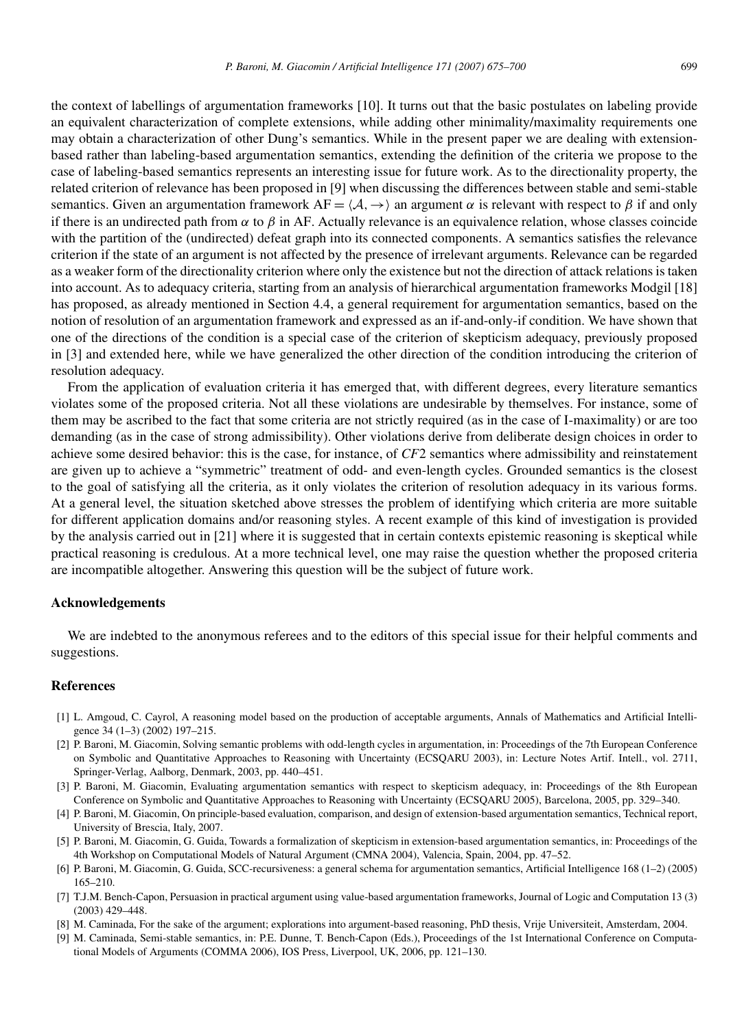the context of labellings of argumentation frameworks [10]. It turns out that the basic postulates on labeling provide an equivalent characterization of complete extensions, while adding other minimality/maximality requirements one may obtain a characterization of other Dung's semantics. While in the present paper we are dealing with extension-based rather than labeling-based argumentation semantics, extending the definition of the criteria we propose to the case of labeling-based semantics represents an interesting issue for future work. As to the directionality property, the related criterion of relevance has been proposed in [9] when discussing the differences between stable and semi-stable semantics. Given an argumentation framework $\mathrm{AF} = \langle \mathcal{A}, \rightarrow \rangle$ an argument $\alpha$ is relevant with respect to $\beta$ if and only if there is an undirected path from $\alpha$ to $\beta$ in AF. Actually relevance is an equivalence relation, whose classes coincide with the partition of the (undirected) defeat graph into its connected components. A semantics satisfies the relevance criterion if the state of an argument is not affected by the presence of irrelevant arguments. Relevance can be regarded as a weaker form of the directionality criterion where only the existence but not the direction of attack relations is taken into account. As to adequacy criteria, starting from an analysis of hierarchical argumentation frameworks Modgil [18] has proposed, as already mentioned in Section 4.4, a general requirement for argumentation semantics, based on the notion of resolution of an argumentation framework and expressed as an if-and-only-if condition. We have shown that one of the directions of the condition is a special case of the criterion of skepticism adequacy, previously proposed in [3] and extended here, while we have generalized the other direction of the condition introducing the criterion of resolution adequacy.

From the application of evaluation criteria it has emerged that, with different degrees, every literature semantics violates some of the proposed criteria. Not all these violations are undesirable by themselves. For instance, some of them may be ascribed to the fact that some criteria are not strictly required (as in the case of I-maximality) or are too demanding (as in the case of strong admissibility). Other violations derive from deliberate design choices in order to achieve some desired behavior: this is the case, for instance, of *CF*2 semantics where admissibility and reinstatement are given up to achieve a "symmetric" treatment of odd- and even-length cycles. Grounded semantics is the closest to the goal of satisfying all the criteria, as it only violates the criterion of resolution adequacy in its various forms. At a general level, the situation sketched above stresses the problem of identifying which criteria are more suitable for different application domains and/or reasoning styles. A recent example of this kind of investigation is provided by the analysis carried out in [21] where it is suggested that in certain contexts epistemic reasoning is skeptical while practical reasoning is credulous. At a more technical level, one may raise the question whether the proposed criteria are incompatible altogether. Answering this question will be the subject of future work.

## Acknowledgements

We are indebted to the anonymous referees and to the editors of this special issue for their helpful comments and suggestions.

## References

[1] L. Amgoud, C. Cayrol, A reasoning model based on the production of acceptable arguments, Annals of Mathematics and Artificial Intelligence 34 (1–3) (2002) 197–215.

[2] P. Baroni, M. Giacomin, Solving semantic problems with odd-length cycles in argumentation, in: Proceedings of the 7th European Conference on Symbolic and Quantitative Approaches to Reasoning with Uncertainty (ECSQARU 2003), in: Lecture Notes Artif. Intell., vol. 2711, Springer-Verlag, Aalborg, Denmark, 2003, pp. 440–451.

[3] P. Baroni, M. Giacomin, Evaluating argumentation semantics with respect to skepticism adequacy, in: Proceedings of the 8th European Conference on Symbolic and Quantitative Approaches to Reasoning with Uncertainty (ECSQARU 2005), Barcelona, 2005, pp. 329–340.

[4] P. Baroni, M. Giacomin, On principle-based evaluation, comparison, and design of extension-based argumentation semantics, Technical report, University of Brescia, Italy, 2007.

[5] P. Baroni, M. Giacomin, G. Guida, Towards a formalization of skepticism in extension-based argumentation semantics, in: Proceedings of the 4th Workshop on Computational Models of Natural Argument (CMNA 2004), Valencia, Spain, 2004, pp. 47–52.

[6] P. Baroni, M. Giacomin, G. Guida, SCC-recursiveness: a general schema for argumentation semantics, Artificial Intelligence 168 (1–2) (2005) 165–210.

[7] T.J.M. Bench-Capon, Persuasion in practical argument using value-based argumentation frameworks, Journal of Logic and Computation 13 (3) (2003) 429–448.

[8] M. Caminada, For the sake of the argument; explorations into argument-based reasoning, PhD thesis, Vrije Universiteit, Amsterdam, 2004.

[9] M. Caminada, Semi-stable semantics, in: P.E. Dunne, T. Bench-Capon (Eds.), Proceedings of the 1st International Conference on Computational Models of Arguments (COMMA 2006), IOS Press, Liverpool, UK, 2006, pp. 121–130.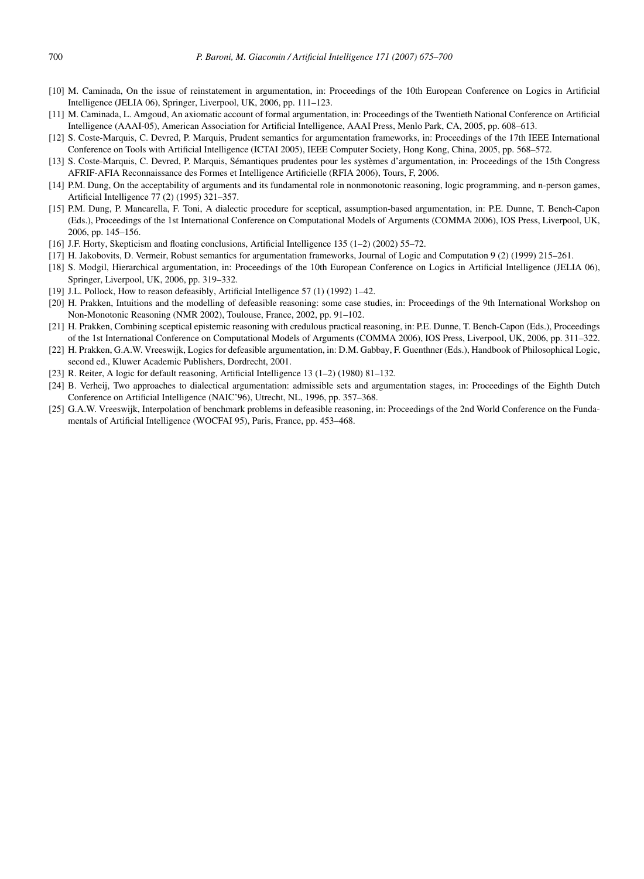[10] M. Caminada, On the issue of reinstatement in argumentation, in: Proceedings of the 10th European Conference on Logics in Artificial Intelligence (JELIA 06), Springer, Liverpool, UK, 2006, pp. 111–123.

[11] M. Caminada, L. Amgoud, An axiomatic account of formal argumentation, in: Proceedings of the Twentieth National Conference on Artificial Intelligence (AAAI-05), American Association for Artificial Intelligence, AAAI Press, Menlo Park, CA, 2005, pp. 608–613.

[12] S. Coste-Marquis, C. Devred, P. Marquis, Prudent semantics for argumentation frameworks, in: Proceedings of the 17th IEEE International Conference on Tools with Artificial Intelligence (ICTAI 2005), IEEE Computer Society, Hong Kong, China, 2005, pp. 568–572.

[13] S. Coste-Marquis, C. Devred, P. Marquis, Sémantiques prudentes pour les systèmes d'argumentation, in: Proceedings of the 15th Congress AFRIF-AFIA Reconnaissance des Formes et Intelligence Artificielle (RFIA 2006), Tours, F, 2006.

[14] P.M. Dung, On the acceptability of arguments and its fundamental role in nonmonotonic reasoning, logic programming, and n-person games, Artificial Intelligence 77 (2) (1995) 321–357.

[15] P.M. Dung, P. Mancarella, F. Toni, A dialectic procedure for sceptical, assumption-based argumentation, in: P.E. Dunne, T. Bench-Capon (Eds.), Proceedings of the 1st International Conference on Computational Models of Arguments (COMMA 2006), IOS Press, Liverpool, UK, 2006, pp. 145–156.

[16] J.F. Horty, Skepticism and floating conclusions, Artificial Intelligence 135 (1–2) (2002) 55–72.

[17] H. Jakobovits, D. Vermeir, Robust semantics for argumentation frameworks, Journal of Logic and Computation 9 (2) (1999) 215–261.

[18] S. Modgil, Hierarchical argumentation, in: Proceedings of the 10th European Conference on Logics in Artificial Intelligence (JELIA 06), Springer, Liverpool, UK, 2006, pp. 319–332.

[19] J.L. Pollock, How to reason defeasibly, Artificial Intelligence 57 (1) (1992) 1–42.

[20] H. Prakken, Intuitions and the modelling of defeasible reasoning: some case studies, in: Proceedings of the 9th International Workshop on Non-Monotonic Reasoning (NMR 2002), Toulouse, France, 2002, pp. 91–102.

[21] H. Prakken, Combining sceptical epistemic reasoning with credulous practical reasoning, in: P.E. Dunne, T. Bench-Capon (Eds.), Proceedings of the 1st International Conference on Computational Models of Arguments (COMMA 2006), IOS Press, Liverpool, UK, 2006, pp. 311–322.

[22] H. Prakken, G.A.W. Vreeswijk, Logics for defeasible argumentation, in: D.M. Gabbay, F. Guenthner (Eds.), Handbook of Philosophical Logic, second ed., Kluwer Academic Publishers, Dordrecht, 2001.

[23] R. Reiter, A logic for default reasoning, Artificial Intelligence 13 (1–2) (1980) 81–132.

[24] B. Verheij, Two approaches to dialectical argumentation: admissible sets and argumentation stages, in: Proceedings of the Eighth Dutch Conference on Artificial Intelligence (NAIC'96), Utrecht, NL, 1996, pp. 357–368.

[25] G.A.W. Vreeswijk, Interpolation of benchmark problems in defeasible reasoning, in: Proceedings of the 2nd World Conference on the Fundamentals of Artificial Intelligence (WOCFAI 95), Paris, France, pp. 453–468.